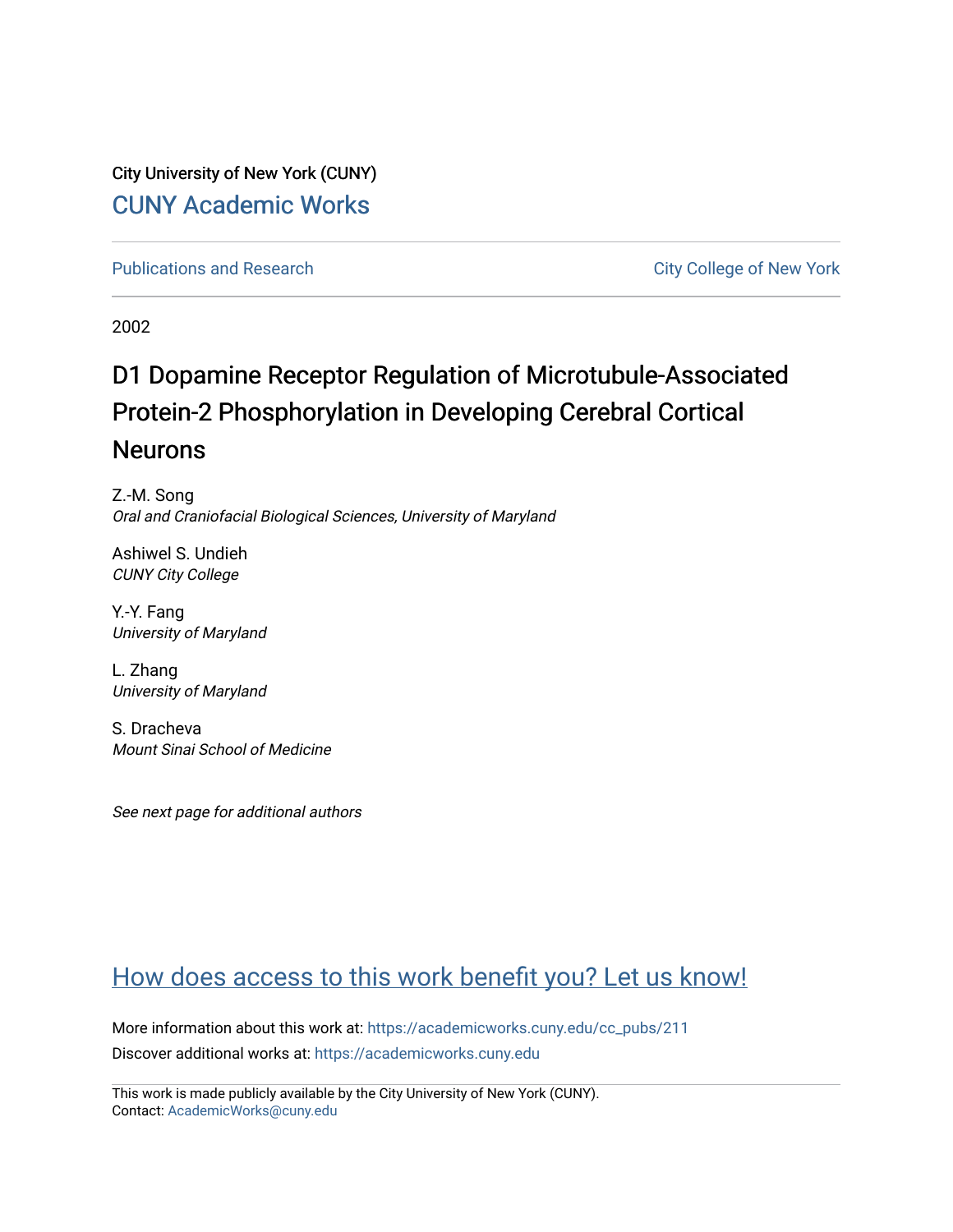City University of New York (CUNY)

CUNY Academic Works

Publications and Research

City College of New York

2002

# D1 Dopamine Receptor Regulation of Microtubule-Associated Protein-2 Phosphorylation in Developing Cerebral Cortical Neurons

Z.-M. Song
*Oral and Craniofacial Biological Sciences, University of Maryland*

Ashiwel S. Undieh
*CUNY City College*

Y.-Y. Fang
*University of Maryland*

L. Zhang
*University of Maryland*

S. Dracheva
*Mount Sinai School of Medicine*

*See next page for additional authors*

How does access to this work benefit you? Let us know!

More information about this work at: https://academicworks.cuny.edu/cc_pubs/211

Discover additional works at: https://academicworks.cuny.edu

This work is made publicly available by the City University of New York (CUNY).
Contact: AcademicWorks@cuny.edu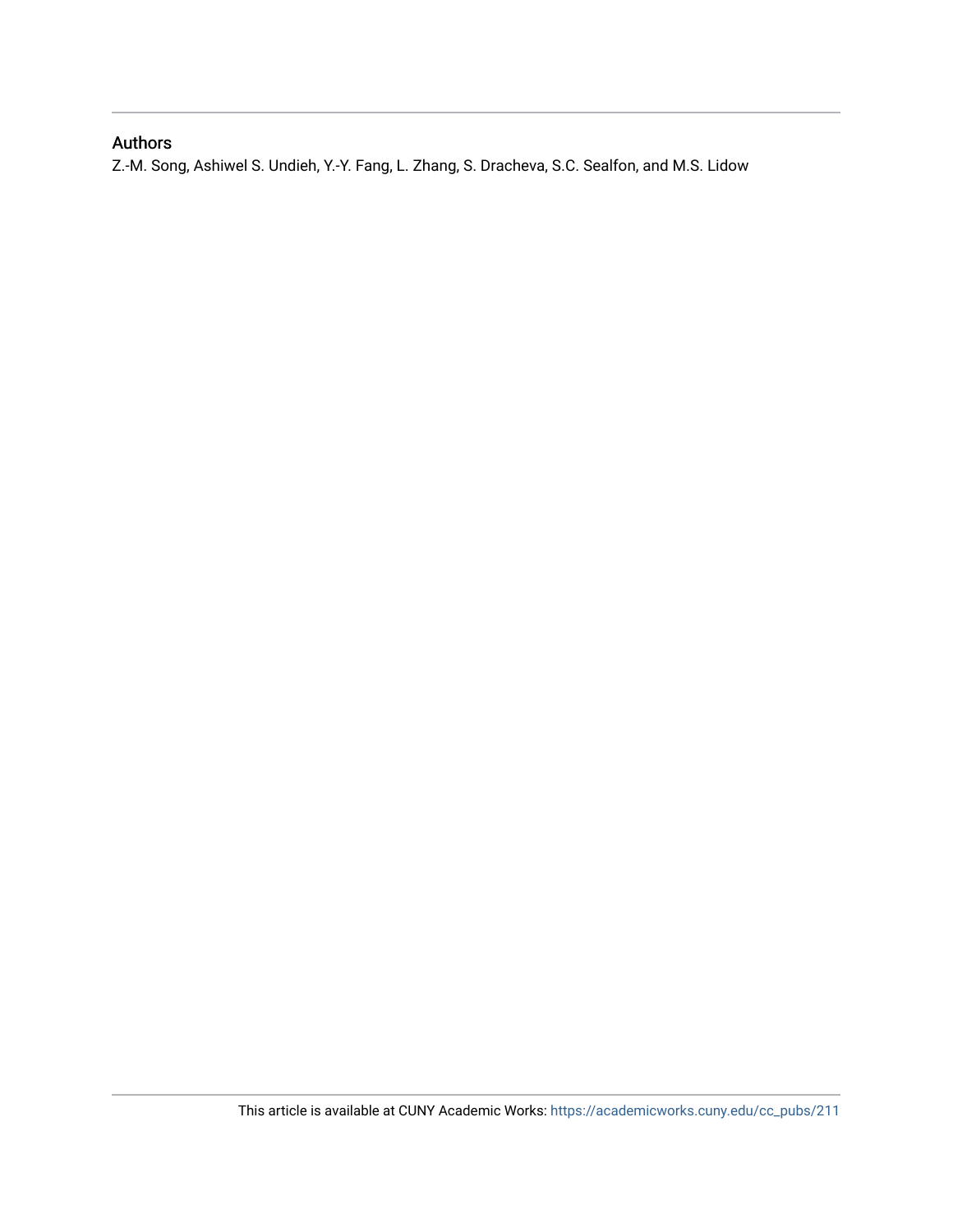## Authors

Z.-M. Song, Ashiwel S. Undieh, Y.-Y. Fang, L. Zhang, S. Dracheva, S.C. Sealfon, and M.S. Lidow

This article is available at CUNY Academic Works: https://academicworks.cuny.edu/cc_pubs/211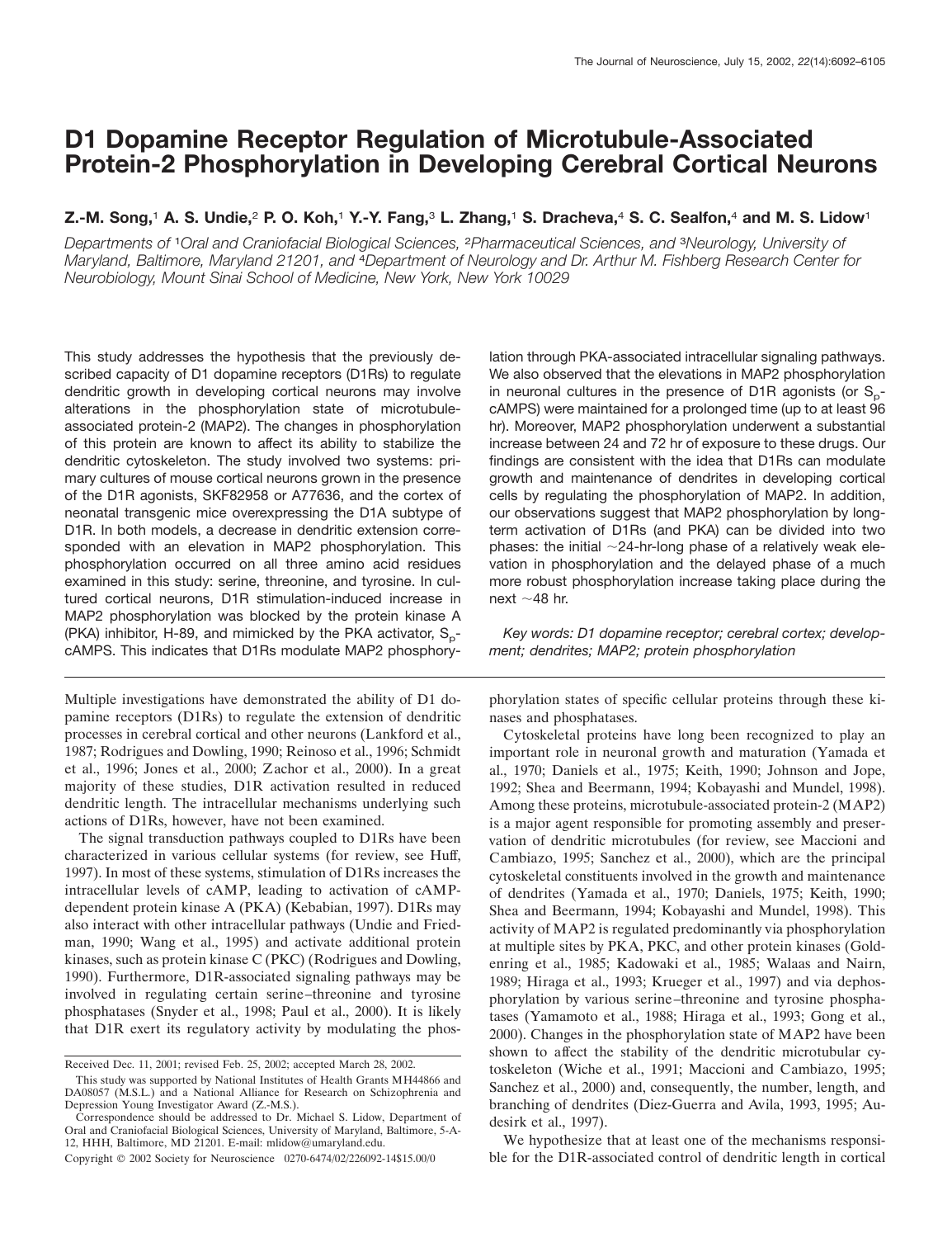# D1 Dopamine Receptor Regulation of Microtubule-Associated Protein-2 Phosphorylation in Developing Cerebral Cortical Neurons

**Z.-M. Song,[1] A. S. Undie,[2] P. O. Koh,[1] Y.-Y. Fang,[3] L. Zhang,[1] S. Dracheva,[4] S. C. Sealfon,[4] and M. S. Lidow[1]**

*Departments of [1]Oral and Craniofacial Biological Sciences, [2]Pharmaceutical Sciences, and [3]Neurology, University of Maryland, Baltimore, Maryland 21201, and [4]Department of Neurology and Dr. Arthur M. Fishberg Research Center for Neurobiology, Mount Sinai School of Medicine, New York, New York 10029*

This study addresses the hypothesis that the previously described capacity of D1 dopamine receptors (D1Rs) to regulate dendritic growth in developing cortical neurons may involve alterations in the phosphorylation state of microtubule-associated protein-2 (MAP2). The changes in phosphorylation of this protein are known to affect its ability to stabilize the dendritic cytoskeleton. The study involved two systems: primary cultures of mouse cortical neurons grown in the presence of the D1R agonists, SKF82958 or A77636, and the cortex of neonatal transgenic mice overexpressing the D1A subtype of D1R. In both models, a decrease in dendritic extension corresponded with an elevation in MAP2 phosphorylation. This phosphorylation occurred on all three amino acid residues examined in this study: serine, threonine, and tyrosine. In cultured cortical neurons, D1R stimulation-induced increase in MAP2 phosphorylation was blocked by the protein kinase A (PKA) inhibitor, H-89, and mimicked by the PKA activator, $S_p$-cAMPS. This indicates that D1Rs modulate MAP2 phosphorylation through PKA-associated intracellular signaling pathways. We also observed that the elevations in MAP2 phosphorylation in neuronal cultures in the presence of D1R agonists (or $S_p$-cAMPS) were maintained for a prolonged time (up to at least 96 hr). Moreover, MAP2 phosphorylation underwent a substantial increase between 24 and 72 hr of exposure to these drugs. Our findings are consistent with the idea that D1Rs can modulate growth and maintenance of dendrites in developing cortical cells by regulating the phosphorylation of MAP2. In addition, our observations suggest that MAP2 phosphorylation by long-term activation of D1Rs (and PKA) can be divided into two phases: the initial ~24-hr-long phase of a relatively weak elevation in phosphorylation and the delayed phase of a much more robust phosphorylation increase taking place during the next ~48 hr.

*Key words: D1 dopamine receptor; cerebral cortex; development; dendrites; MAP2; protein phosphorylation*

Multiple investigations have demonstrated the ability of D1 dopamine receptors (D1Rs) to regulate the extension of dendritic processes in cerebral cortical and other neurons (Lankford et al., 1987; Rodrigues and Dowling, 1990; Reinoso et al., 1996; Schmidt et al., 1996; Jones et al., 2000; Zachor et al., 2000). In a great majority of these studies, D1R activation resulted in reduced dendritic length. The intracellular mechanisms underlying such actions of D1Rs, however, have not been examined.

The signal transduction pathways coupled to D1Rs have been characterized in various cellular systems (for review, see Huff, 1997). In most of these systems, stimulation of D1Rs increases the intracellular levels of cAMP, leading to activation of cAMP-dependent protein kinase A (PKA) (Kebabian, 1997). D1Rs may also interact with other intracellular pathways (Undie and Friedman, 1990; Wang et al., 1995) and activate additional protein kinases, such as protein kinase C (PKC) (Rodrigues and Dowling, 1990). Furthermore, D1R-associated signaling pathways may be involved in regulating certain serine–threonine and tyrosine phosphatases (Snyder et al., 1998; Paul et al., 2000). It is likely that D1R exert its regulatory activity by modulating the phosphorylation states of specific cellular proteins through these kinases and phosphatases.

Cytoskeletal proteins have long been recognized to play an important role in neuronal growth and maturation (Yamada et al., 1970; Daniels et al., 1975; Keith, 1990; Johnson and Jope, 1992; Shea and Beermann, 1994; Kobayashi and Mundel, 1998). Among these proteins, microtubule-associated protein-2 (MAP2) is a major agent responsible for promoting assembly and preservation of dendritic microtubules (for review, see Maccioni and Cambiazo, 1995; Sanchez et al., 2000), which are the principal cytoskeletal constituents involved in the growth and maintenance of dendrites (Yamada et al., 1970; Daniels, 1975; Keith, 1990; Shea and Beermann, 1994; Kobayashi and Mundel, 1998). This activity of MAP2 is regulated predominantly via phosphorylation at multiple sites by PKA, PKC, and other protein kinases (Goldenring et al., 1985; Kadowaki et al., 1985; Walaas and Nairn, 1989; Hiraga et al., 1993; Krueger et al., 1997) and via dephosphorylation by various serine–threonine and tyrosine phosphatases (Yamamoto et al., 1988; Hiraga et al., 1993; Gong et al., 2000). Changes in the phosphorylation state of MAP2 have been shown to affect the stability of the dendritic microtubular cytoskeleton (Wiche et al., 1991; Maccioni and Cambiazo, 1995; Sanchez et al., 2000) and, consequently, the number, length, and branching of dendrites (Diez-Guerra and Avila, 1993, 1995; Audesirk et al., 1997).

We hypothesize that at least one of the mechanisms responsible for the D1R-associated control of dendritic length in cortical

Received Dec. 11, 2001; revised Feb. 25, 2002; accepted March 28, 2002.

This study was supported by National Institutes of Health Grants MH44866 and DA08057 (M.S.L.) and a National Alliance for Research on Schizophrenia and Depression Young Investigator Award (Z.-M.S.).

Correspondence should be addressed to Dr. Michael S. Lidow, Department of Oral and Craniofacial Biological Sciences, University of Maryland, Baltimore, 5-A-12, HHH, Baltimore, MD 21201. E-mail: mlidow@umaryland.edu.

Copyright © 2002 Society for Neuroscience 0270-6474/02/226092-14$15.00/0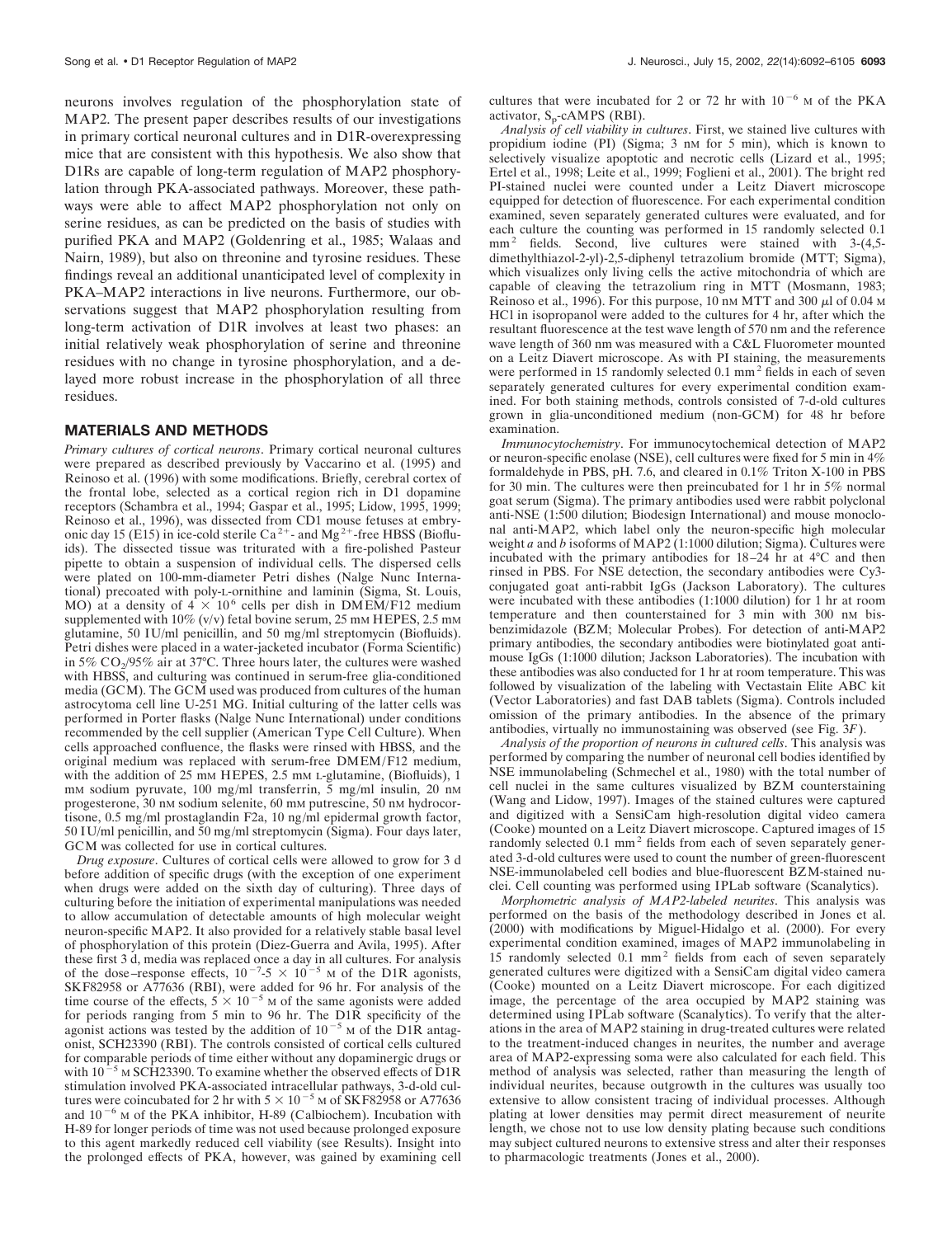neurons involves regulation of the phosphorylation state of MAP2. The present paper describes results of our investigations in primary cortical neuronal cultures and in D1R-overexpressing mice that are consistent with this hypothesis. We also show that D1Rs are capable of long-term regulation of MAP2 phosphorylation through PKA-associated pathways. Moreover, these pathways were able to affect MAP2 phosphorylation not only on serine residues, as can be predicted on the basis of studies with purified PKA and MAP2 (Goldenring et al., 1985; Walaas and Nairn, 1989), but also on threonine and tyrosine residues. These findings reveal an additional unanticipated level of complexity in PKA–MAP2 interactions in live neurons. Furthermore, our observations suggest that MAP2 phosphorylation resulting from long-term activation of D1R involves at least two phases: an initial relatively weak phosphorylation of serine and threonine residues with no change in tyrosine phosphorylation, and a delayed more robust increase in the phosphorylation of all three residues.

## MATERIALS AND METHODS

*Primary cultures of cortical neurons*. Primary cortical neuronal cultures were prepared as described previously by Vaccarino et al. (1995) and Reinoso et al. (1996) with some modifications. Briefly, cerebral cortex of the frontal lobe, selected as a cortical region rich in D1 dopamine receptors (Schambra et al., 1994; Gaspar et al., 1995; Lidow, 1995, 1999; Reinoso et al., 1996), was dissected from CD1 mouse fetuses at embryonic day 15 (E15) in ice-cold sterile $Ca^{2+}$- and $Mg^{2+}$-free HBSS (Biofluids). The dissected tissue was triturated with a fire-polished Pasteur pipette to obtain a suspension of individual cells. The dispersed cells were plated on 100-mm-diameter Petri dishes (Nalge Nunc International) precoated with poly-L-ornithine and laminin (Sigma, St. Louis, MO) at a density of $4 \times 10^6$ cells per dish in DMEM/F12 medium supplemented with 10% (v/v) fetal bovine serum, 25 mM HEPES, 2.5 mM glutamine, 50 IU/ml penicillin, and 50 mg/ml streptomycin (Biofluids). Petri dishes were placed in a water-jacketed incubator (Forma Scientific) in 5% $CO_2$/95% air at 37°C. Three hours later, the cultures were washed with HBSS, and culturing was continued in serum-free glia-conditioned media (GCM). The GCM used was produced from cultures of the human astrocytoma cell line U-251 MG. Initial culturing of the latter cells was performed in Porter flasks (Nalge Nunc International) under conditions recommended by the cell supplier (American Type Cell Culture). When cells approached confluence, the flasks were rinsed with HBSS, and the original medium was replaced with serum-free DMEM/F12 medium, with the addition of 25 mM HEPES, 2.5 mM L-glutamine, (Biofluids), 1 mM sodium pyruvate, 100 mg/ml transferrin, 5 mg/ml insulin, 20 nM progesterone, 30 nM sodium selenite, 60 mM putrescine, 50 nM hydrocortisone, 0.5 mg/ml prostaglandin F2a, 10 ng/ml epidermal growth factor, 50 IU/ml penicillin, and 50 mg/ml streptomycin (Sigma). Four days later, GCM was collected for use in cortical cultures.

*Drug exposure*. Cultures of cortical cells were allowed to grow for 3 d before addition of specific drugs (with the exception of one experiment when drugs were added on the sixth day of culturing). Three days of culturing before the initiation of experimental manipulations was needed to allow accumulation of detectable amounts of high molecular weight neuron-specific MAP2. It also provided for a relatively stable basal level of phosphorylation of this protein (Diez-Guerra and Avila, 1995). After these first 3 d, media was replaced once a day in all cultures. For analysis of the dose–response effects, $10^{-7}$-$5 \times 10^{-5}$ M of the D1R agonists, SKF82958 or A77636 (RBI), were added for 96 hr. For analysis of the time course of the effects, $5 \times 10^{-5}$ M of the same agonists were added for periods ranging from 5 min to 96 hr. The D1R specificity of the agonist actions was tested by the addition of $10^{-5}$ M of the D1R antagonist, SCH23390 (RBI). The controls consisted of cortical cells cultured for comparable periods of time either without any dopaminergic drugs or with $10^{-5}$ M SCH23390. To examine whether the observed effects of D1R stimulation involved PKA-associated intracellular pathways, 3-d-old cultures were coincubated for 2 hr with $5 \times 10^{-5}$ M of SKF82958 or A77636 and $10^{-6}$ M of the PKA inhibitor, H-89 (Calbiochem). Incubation with H-89 for longer periods of time was not used because prolonged exposure to this agent markedly reduced cell viability (see Results). Insight into the prolonged effects of PKA, however, was gained by examining cell cultures that were incubated for 2 or 72 hr with $10^{-6}$ M of the PKA activator, $S_p$-cAMPS (RBI).

*Analysis of cell viability in cultures*. First, we stained live cultures with propidium iodine (PI) (Sigma; 3 nM for 5 min), which is known to selectively visualize apoptotic and necrotic cells (Lizard et al., 1995; Ertel et al., 1998; Leite et al., 1999; Foglieni et al., 2001). The bright red PI-stained nuclei were counted under a Leitz Diavert microscope equipped for detection of fluorescence. For each experimental condition examined, seven separately generated cultures were evaluated, and for each culture the counting was performed in 15 randomly selected 0.1 $mm^2$ fields. Second, live cultures were stained with 3-(4,5-dimethylthiazol-2-yl)-2,5-diphenyl tetrazolium bromide (MTT; Sigma), which visualizes only living cells the active mitochondria of which are capable of cleaving the tetrazolium ring in MTT (Mosmann, 1983; Reinoso et al., 1996). For this purpose, 10 nM MTT and 300 μl of 0.04 M HCl in isopropanol were added to the cultures for 4 hr, after which the resultant fluorescence at the test wave length of 570 nm and the reference wave length of 360 nm was measured with a C&L Fluorometer mounted on a Leitz Diavert microscope. As with PI staining, the measurements were performed in 15 randomly selected 0.1 $mm^2$ fields in each of seven separately generated cultures for every experimental condition examined. For both staining methods, controls consisted of 7-d-old cultures grown in glia-unconditioned medium (non-GCM) for 48 hr before examination.

*Immunocytochemistry*. For immunocytochemical detection of MAP2 or neuron-specific enolase (NSE), cell cultures were fixed for 5 min in 4% formaldehyde in PBS, pH. 7.6, and cleared in 0.1% Triton X-100 in PBS for 30 min. The cultures were then preincubated for 1 hr in 5% normal goat serum (Sigma). The primary antibodies used were rabbit polyclonal anti-NSE (1:500 dilution; Biodesign International) and mouse monoclonal anti-MAP2, which label only the neuron-specific high molecular weight *a* and *b* isoforms of MAP2 (1:1000 dilution; Sigma). Cultures were incubated with the primary antibodies for 18–24 hr at 4°C and then rinsed in PBS. For NSE detection, the secondary antibodies were Cy3-conjugated goat anti-rabbit IgGs (Jackson Laboratory). The cultures were incubated with these antibodies (1:1000 dilution) for 1 hr at room temperature and then counterstained for 3 min with 300 nM bis-benzimidazole (BZM; Molecular Probes). For detection of anti-MAP2 primary antibodies, the secondary antibodies were biotinylated goat anti-mouse IgGs (1:1000 dilution; Jackson Laboratories). The incubation with these antibodies was also conducted for 1 hr at room temperature. This was followed by visualization of the labeling with Vectastain Elite ABC kit (Vector Laboratories) and fast DAB tablets (Sigma). Controls included omission of the primary antibodies. In the absence of the primary antibodies, virtually no immunostaining was observed (see Fig. 3*F*).

*Analysis of the proportion of neurons in cultured cells*. This analysis was performed by comparing the number of neuronal cell bodies identified by NSE immunolabeling (Schmechel et al., 1980) with the total number of cell nuclei in the same cultures visualized by BZM counterstaining (Wang and Lidow, 1997). Images of the stained cultures were captured and digitized with a SensiCam high-resolution digital video camera (Cooke) mounted on a Leitz Diavert microscope. Captured images of 15 randomly selected 0.1 $mm^2$ fields from each of seven separately generated 3-d-old cultures were used to count the number of green-fluorescent NSE-immunolabeled cell bodies and blue-fluorescent BZM-stained nuclei. Cell counting was performed using IPLab software (Scanalytics).

*Morphometric analysis of MAP2-labeled neurites*. This analysis was performed on the basis of the methodology described in Jones et al. (2000) with modifications by Miguel-Hidalgo et al. (2000). For every experimental condition examined, images of MAP2 immunolabeling in 15 randomly selected 0.1 $mm^2$ fields from each of seven separately generated cultures were digitized with a SensiCam digital video camera (Cooke) mounted on a Leitz Diavert microscope. For each digitized image, the percentage of the area occupied by MAP2 staining was determined using IPLab software (Scanalytics). To verify that the alterations in the area of MAP2 staining in drug-treated cultures were related to the treatment-induced changes in neurites, the number and average area of MAP2-expressing soma were also calculated for each field. This method of analysis was selected, rather than measuring the length of individual neurites, because outgrowth in the cultures was usually too extensive to allow consistent tracing of individual processes. Although plating at lower densities may permit direct measurement of neurite length, we chose not to use low density plating because such conditions may subject cultured neurons to extensive stress and alter their responses to pharmacologic treatments (Jones et al., 2000).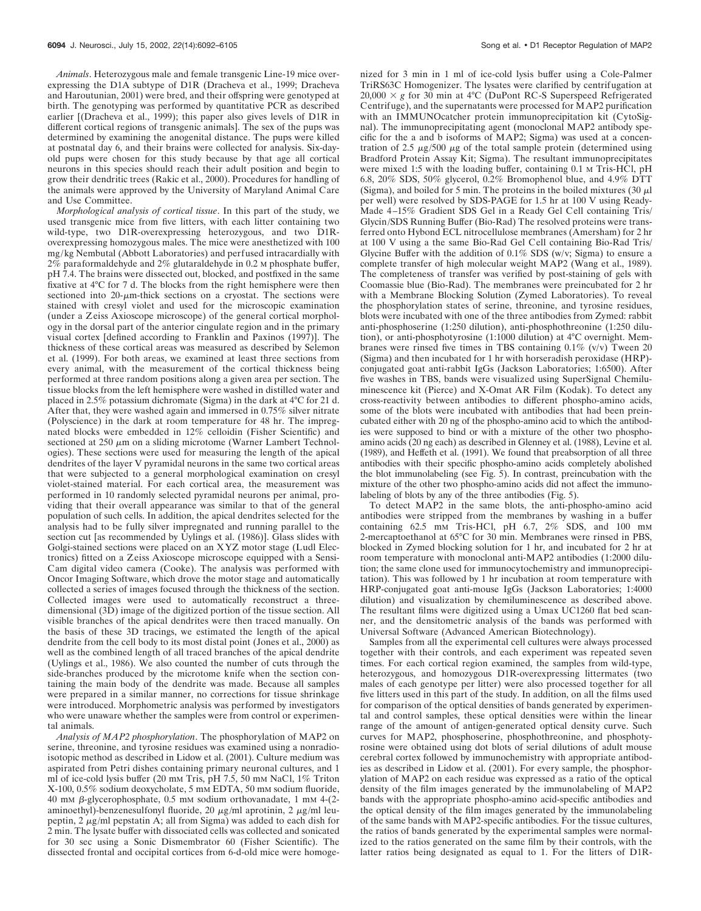*Animals*. Heterozygous male and female transgenic Line-19 mice overexpressing the D1A subtype of D1R (Dracheva et al., 1999; Dracheva and Haroutunian, 2001) were bred, and their offspring were genotyped at birth. The genotyping was performed by quantitative PCR as described earlier [(Dracheva et al., 1999); this paper also gives levels of D1R in different cortical regions of transgenic animals]. The sex of the pups was determined by examining the anogenital distance. The pups were killed at postnatal day 6, and their brains were collected for analysis. Six-day-old pups were chosen for this study because by that age all cortical neurons in this species should reach their adult position and begin to grow their dendritic trees (Rakic et al., 2000). Procedures for handling of the animals were approved by the University of Maryland Animal Care and Use Committee.

*Morphological analysis of cortical tissue*. In this part of the study, we used transgenic mice from five litters, with each litter containing two wild-type, two D1R-overexpressing heterozygous, and two D1R-overexpressing homozygous males. The mice were anesthetized with 100 mg/kg Nembutal (Abbott Laboratories) and perfused intracardially with 2% paraformaldehyde and 2% glutaraldehyde in 0.2 M phosphate buffer, pH 7.4. The brains were dissected out, blocked, and postfixed in the same fixative at 4°C for 7 d. The blocks from the right hemisphere were then sectioned into 20-μm-thick sections on a cryostat. The sections were stained with cresyl violet and used for the microscopic examination (under a Zeiss Axioscope microscope) of the general cortical morphology in the dorsal part of the anterior cingulate region and in the primary visual cortex [defined according to Franklin and Paxinos (1997)]. The thickness of these cortical areas was measured as described by Selemon et al. (1999). For both areas, we examined at least three sections from every animal, with the measurement of the cortical thickness being performed at three random positions along a given area per section. The tissue blocks from the left hemisphere were washed in distilled water and placed in 2.5% potassium dichromate (Sigma) in the dark at 4°C for 21 d. After that, they were washed again and immersed in 0.75% silver nitrate (Polyscience) in the dark at room temperature for 48 hr. The impregnated blocks were embedded in 12% celloidin (Fisher Scientific) and sectioned at 250 μm on a sliding microtome (Warner Lambert Technologies). These sections were used for measuring the length of the apical dendrites of the layer V pyramidal neurons in the same two cortical areas that were subjected to a general morphological examination on cresyl violet-stained material. For each cortical area, the measurement was performed in 10 randomly selected pyramidal neurons per animal, providing that their overall appearance was similar to that of the general population of such cells. In addition, the apical dendrites selected for the analysis had to be fully silver impregnated and running parallel to the section cut [as recommended by Uylings et al. (1986)]. Glass slides with Golgi-stained sections were placed on an XYZ motor stage (Ludl Electronics) fitted on a Zeiss Axioscope microscope equipped with a SensiCam digital video camera (Cooke). The analysis was performed with Oncor Imaging Software, which drove the motor stage and automatically collected a series of images focused through the thickness of the section. Collected images were used to automatically reconstruct a three-dimensional (3D) image of the digitized portion of the tissue section. All visible branches of the apical dendrites were then traced manually. On the basis of these 3D tracings, we estimated the length of the apical dendrite from the cell body to its most distal point (Jones et al., 2000) as well as the combined length of all traced branches of the apical dendrite (Uylings et al., 1986). We also counted the number of cuts through the side-branches produced by the microtome knife when the section containing the main body of the dendrite was made. Because all samples were prepared in a similar manner, no corrections for tissue shrinkage were introduced. Morphometric analysis was performed by investigators who were unaware whether the samples were from control or experimental animals.

*Analysis of MAP2 phosphorylation*. The phosphorylation of MAP2 on serine, threonine, and tyrosine residues was examined using a nonradioisotopic method as described in Lidow et al. (2001). Culture medium was aspirated from Petri dishes containing primary neuronal cultures, and 1 ml of ice-cold lysis buffer (20 mM Tris, pH 7.5, 50 mM NaCl, 1% Triton X-100, 0.5% sodium deoxycholate, 5 mM EDTA, 50 mM sodium fluoride, 40 mM β-glycerophosphate, 0.5 mM sodium orthovanadate, 1 mM 4-(2-aminoethyl)-benzenesulfonyl fluoride, 20 μg/ml aprotinin, 2 μg/ml leupeptin, 2 μg/ml pepstatin A; all from Sigma) was added to each dish for 2 min. The lysate buffer with dissociated cells was collected and sonicated for 30 sec using a Sonic Dismembrator 60 (Fisher Scientific). The dissected frontal and occipital cortices from 6-d-old mice were homogenized for 3 min in 1 ml of ice-cold lysis buffer using a Cole-Palmer TriRS63C Homogenizer. The lysates were clarified by centrifugation at 20,000 × *g* for 30 min at 4°C (DuPont RC-S Superspeed Refrigerated Centrifuge), and the supernatants were processed for MAP2 purification with an IMMUNOcatcher protein immunoprecipitation kit (CytoSignal). The immunoprecipitating agent (monoclonal MAP2 antibody specific for the a and b isoforms of MAP2; Sigma) was used at a concentration of 2.5 μg/500 μg of the total sample protein (determined using Bradford Protein Assay Kit; Sigma). The resultant immunoprecipitates were mixed 1:5 with the loading buffer, containing 0.1 M Tris-HCl, pH 6.8, 20% SDS, 50% glycerol, 0.2% Bromophenol blue, and 4.9% DTT (Sigma), and boiled for 5 min. The proteins in the boiled mixtures (30 μl per well) were resolved by SDS-PAGE for 1.5 hr at 100 V using Ready-Made 4–15% Gradient SDS Gel in a Ready Gel Cell containing Tris/Glycin/SDS Running Buffer (Bio-Rad) The resolved proteins were transferred onto Hybond ECL nitrocellulose membranes (Amersham) for 2 hr at 100 V using a the same Bio-Rad Gel Cell containing Bio-Rad Tris/Glycine Buffer with the addition of 0.1% SDS (w/v; Sigma) to ensure a complete transfer of high molecular weight MAP2 (Wang et al., 1989). The completeness of transfer was verified by post-staining of gels with Coomassie blue (Bio-Rad). The membranes were preincubated for 2 hr with a Membrane Blocking Solution (Zymed Laboratories). To reveal the phosphorylation states of serine, threonine, and tyrosine residues, blots were incubated with one of the three antibodies from Zymed: rabbit anti-phosphoserine (1:250 dilution), anti-phosphothreonine (1:250 dilution), or anti-phosphotyrosine (1:1000 dilution) at 4°C overnight. Membranes were rinsed five times in TBS containing 0.1% (v/v) Tween 20 (Sigma) and then incubated for 1 hr with horseradish peroxidase (HRP)-conjugated goat anti-rabbit IgGs (Jackson Laboratories; 1:6500). After five washes in TBS, bands were visualized using SuperSignal Chemiluminescence kit (Pierce) and X-Omat AR Film (Kodak). To detect any cross-reactivity between antibodies to different phospho-amino acids, some of the blots were incubated with antibodies that had been preincubated either with 20 ng of the phospho-amino acid to which the antibodies were supposed to bind or with a mixture of the other two phospho-amino acids (20 ng each) as described in Glenney et al. (1988), Levine et al. (1989), and Heffeth et al. (1991). We found that preabsorption of all three antibodies with their specific phospho-amino acids completely abolished the blot immunolabeling (see Fig. 5). In contrast, preincubation with the mixture of the other two phospho-amino acids did not affect the immunolabeling of blots by any of the three antibodies (Fig. 5).

To detect MAP2 in the same blots, the anti-phospho-amino acid antibodies were stripped from the membranes by washing in a buffer containing 62.5 mM Tris-HCl, pH 6.7, 2% SDS, and 100 mM 2-mercaptoethanol at 65°C for 30 min. Membranes were rinsed in PBS, blocked in Zymed blocking solution for 1 hr, and incubated for 2 hr at room temperature with monoclonal anti-MAP2 antibodies (1:2000 dilution; the same clone used for immunocytochemistry and immunoprecipitation). This was followed by 1 hr incubation at room temperature with HRP-conjugated goat anti-mouse IgGs (Jackson Laboratories; 1:4000 dilution) and visualization by chemiluminescence as described above. The resultant films were digitized using a Umax UC1260 flat bed scanner, and the densitometric analysis of the bands was performed with Universal Software (Advanced American Biotechnology).

Samples from all the experimental cell cultures were always processed together with their controls, and each experiment was repeated seven times. For each cortical region examined, the samples from wild-type, heterozygous, and homozygous D1R-overexpressing littermates (two males of each genotype per litter) were also processed together for all five litters used in this part of the study. In addition, on all the films used for comparison of the optical densities of bands generated by experimental and control samples, these optical densities were within the linear range of the amount of antigen-generated optical density curve. Such curves for MAP2, phosphoserine, phosphothreonine, and phosphotyrosine were obtained using dot blots of serial dilutions of adult mouse cerebral cortex followed by immunochemistry with appropriate antibodies as described in Lidow et al. (2001). For every sample, the phosphorylation of MAP2 on each residue was expressed as a ratio of the optical density of the film images generated by the immunolabeling of MAP2 bands with the appropriate phospho-amino acid-specific antibodies and the optical density of the film images generated by the immunolabeling of the same bands with MAP2-specific antibodies. For the tissue cultures, the ratios of bands generated by the experimental samples were normalized to the ratios generated on the same film by their controls, with the latter ratios being designated as equal to 1. For the litters of D1R-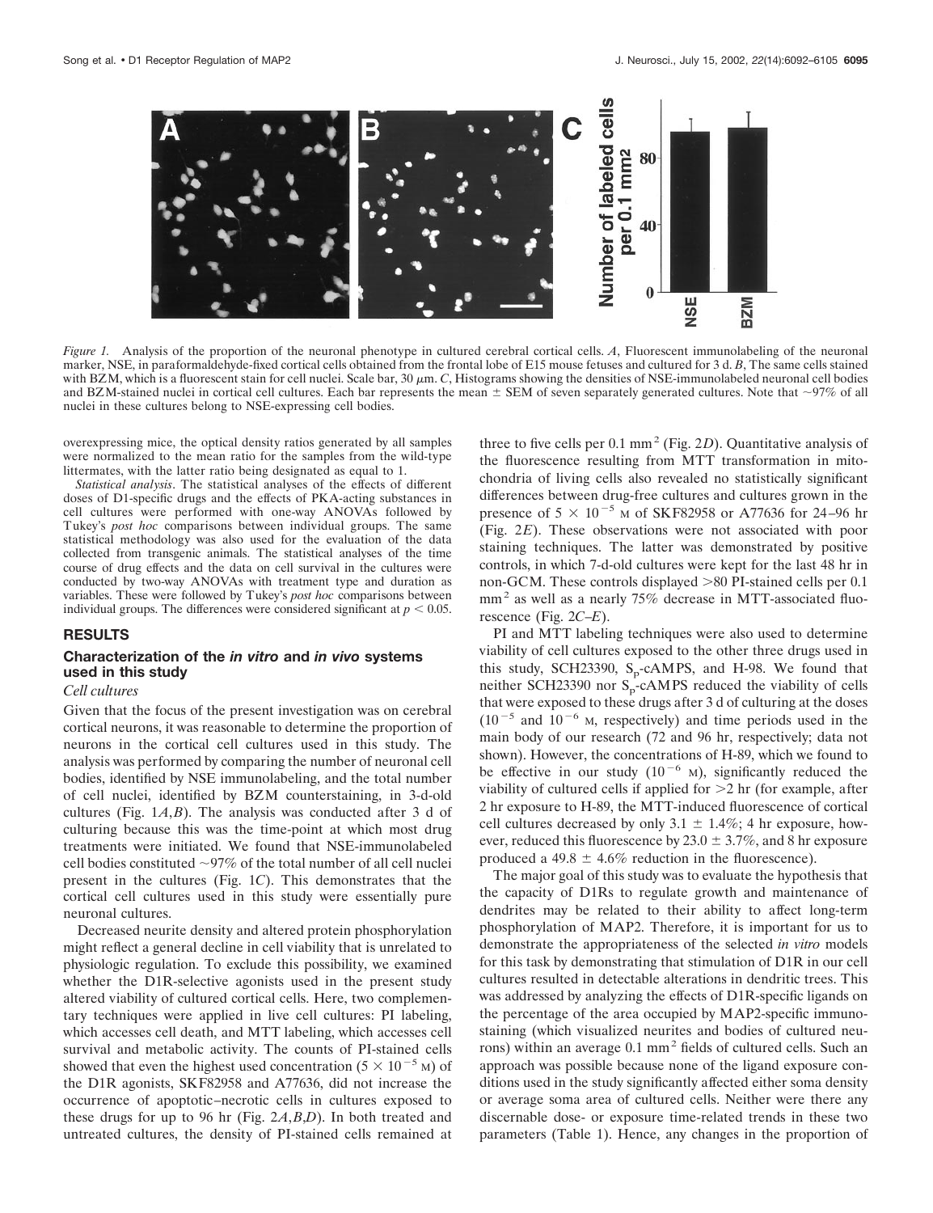*Figure 1.* Analysis of the proportion of the neuronal phenotype in cultured cerebral cortical cells. *A*, Fluorescent immunolabeling of the neuronal marker, NSE, in paraformaldehyde-fixed cortical cells obtained from the frontal lobe of E15 mouse fetuses and cultured for 3 d. *B*, The same cells stained with BZM, which is a fluorescent stain for cell nuclei. Scale bar, 30 μm. *C*, Histograms showing the densities of NSE-immunolabeled neuronal cell bodies and BZM-stained nuclei in cortical cell cultures. Each bar represents the mean ± SEM of seven separately generated cultures. Note that ~97% of all nuclei in these cultures belong to NSE-expressing cell bodies.

overexpressing mice, the optical density ratios generated by all samples were normalized to the mean ratio for the samples from the wild-type littermates, with the latter ratio being designated as equal to 1.

*Statistical analysis*. The statistical analyses of the effects of different doses of D1-specific drugs and the effects of PKA-acting substances in cell cultures were performed with one-way ANOVAs followed by Tukey's *post hoc* comparisons between individual groups. The same statistical methodology was also used for the evaluation of the data collected from transgenic animals. The statistical analyses of the time course of drug effects and the data on cell survival in the cultures were conducted by two-way ANOVAs with treatment type and duration as variables. These were followed by Tukey's *post hoc* comparisons between individual groups. The differences were considered significant at $p < 0.05$.

## RESULTS

### Characterization of the *in vitro* and *in vivo* systems used in this study

#### *Cell cultures*

Given that the focus of the present investigation was on cerebral cortical neurons, it was reasonable to determine the proportion of neurons in the cortical cell cultures used in this study. The analysis was performed by comparing the number of neuronal cell bodies, identified by NSE immunolabeling, and the total number of cell nuclei, identified by BZM counterstaining, in 3-d-old cultures (Fig. 1*A*,*B*). The analysis was conducted after 3 d of culturing because this was the time-point at which most drug treatments were initiated. We found that NSE-immunolabeled cell bodies constituted ~97% of the total number of all cell nuclei present in the cultures (Fig. 1*C*). This demonstrates that the cortical cell cultures used in this study were essentially pure neuronal cultures.

Decreased neurite density and altered protein phosphorylation might reflect a general decline in cell viability that is unrelated to physiologic regulation. To exclude this possibility, we examined whether the D1R-selective agonists used in the present study altered viability of cultured cortical cells. Here, two complementary techniques were applied in live cell cultures: PI labeling, which accesses cell death, and MTT labeling, which accesses cell survival and metabolic activity. The counts of PI-stained cells showed that even the highest used concentration ($5 \times 10^{-5}$ M) of the D1R agonists, SKF82958 and A77636, did not increase the occurrence of apoptotic–necrotic cells in cultures exposed to these drugs for up to 96 hr (Fig. 2*A*,*B*,*D*). In both treated and untreated cultures, the density of PI-stained cells remained at three to five cells per 0.1 mm$^2$ (Fig. 2*D*). Quantitative analysis of the fluorescence resulting from MTT transformation in mitochondria of living cells also revealed no statistically significant differences between drug-free cultures and cultures grown in the presence of $5 \times 10^{-5}$ M of SKF82958 or A77636 for 24–96 hr (Fig. 2*E*). These observations were not associated with poor staining techniques. The latter was demonstrated by positive controls, in which 7-d-old cultures were kept for the last 48 hr in non-GCM. These controls displayed >80 PI-stained cells per 0.1 mm$^2$ as well as a nearly 75% decrease in MTT-associated fluorescence (Fig. 2*C*–*E*).

PI and MTT labeling techniques were also used to determine viability of cell cultures exposed to the other three drugs used in this study, SCH23390, $S_p$-cAMPS, and H-98. We found that neither SCH23390 nor $S_p$-cAMPS reduced the viability of cells that were exposed to these drugs after 3 d of culturing at the doses ($10^{-5}$ and $10^{-6}$ M, respectively) and time periods used in the main body of our research (72 and 96 hr, respectively; data not shown). However, the concentrations of H-89, which we found to be effective in our study ($10^{-6}$ M), significantly reduced the viability of cultured cells if applied for >2 hr (for example, after 2 hr exposure to H-89, the MTT-induced fluorescence of cortical cell cultures decreased by only 3.1 ± 1.4%; 4 hr exposure, however, reduced this fluorescence by 23.0 ± 3.7%, and 8 hr exposure produced a 49.8 ± 4.6% reduction in the fluorescence).

The major goal of this study was to evaluate the hypothesis that the capacity of D1Rs to regulate growth and maintenance of dendrites may be related to their ability to affect long-term phosphorylation of MAP2. Therefore, it is important for us to demonstrate the appropriateness of the selected *in vitro* models for this task by demonstrating that stimulation of D1R in our cell cultures resulted in detectable alterations in dendritic trees. This was addressed by analyzing the effects of D1R-specific ligands on the percentage of the area occupied by MAP2-specific immunostaining (which visualized neurites and bodies of cultured neurons) within an average 0.1 mm$^2$ fields of cultured cells. Such an approach was possible because none of the ligand exposure conditions used in the study significantly affected either soma density or average soma area of cultured cells. Neither were there any discernable dose- or exposure time-related trends in these two parameters (Table 1). Hence, any changes in the proportion of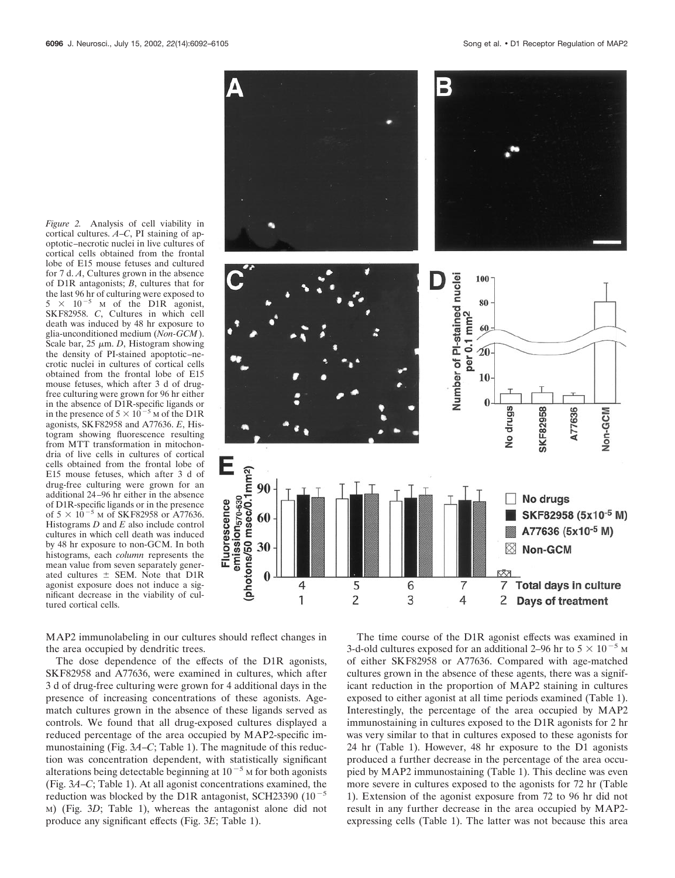*Figure 2.* Analysis of cell viability in cortical cultures. *A–C*, PI staining of apoptotic–necrotic nuclei in live cultures of cortical cells obtained from the frontal lobe of E15 mouse fetuses and cultured for 7 d. *A*, Cultures grown in the absence of D1R antagonists; *B*, cultures that for the last 96 hr of culturing were exposed to $5 \times 10^{-5}$ M of the D1R agonist, SKF82958. *C*, Cultures in which cell death was induced by 48 hr exposure to glia-unconditioned medium (*Non-GCM*). Scale bar, 25 μm. *D*, Histogram showing the density of PI-stained apoptotic–necrotic nuclei in cultures of cortical cells obtained from the frontal lobe of E15 mouse fetuses, which after 3 d of drug-free culturing were grown for 96 hr either in the absence of D1R-specific ligands or in the presence of $5 \times 10^{-5}$ M of the D1R agonists, SKF82958 and A77636. *E*, Histogram showing fluorescence resulting from MTT transformation in mitochondria of live cells in cultures of cortical cells obtained from the frontal lobe of E15 mouse fetuses, which after 3 d of drug-free culturing were grown for an additional 24–96 hr either in the absence of D1R-specific ligands or in the presence of $5 \times 10^{-5}$ M of SKF82958 or A77636. Histograms *D* and *E* also include control cultures in which cell death was induced by 48 hr exposure to non-GCM. In both histograms, each *column* represents the mean value from seven separately generated cultures ± SEM. Note that D1R agonist exposure does not induce a significant decrease in the viability of cultured cortical cells.

MAP2 immunolabeling in our cultures should reflect changes in the area occupied by dendritic trees.

The dose dependence of the effects of the D1R agonists, SKF82958 and A77636, were examined in cultures, which after 3 d of drug-free culturing were grown for 4 additional days in the presence of increasing concentrations of these agonists. Age-match cultures grown in the absence of these ligands served as controls. We found that all drug-exposed cultures displayed a reduced percentage of the area occupied by MAP2-specific immunostaining (Fig. 3*A–C*; Table 1). The magnitude of this reduction was concentration dependent, with statistically significant alterations being detectable beginning at $10^{-5}$ M for both agonists (Fig. 3*A–C*; Table 1). At all agonist concentrations examined, the reduction was blocked by the D1R antagonist, SCH23390 ($10^{-5}$ M) (Fig. 3*D*; Table 1), whereas the antagonist alone did not produce any significant effects (Fig. 3*E*; Table 1).

The time course of the D1R agonist effects was examined in 3-d-old cultures exposed for an additional 2–96 hr to $5 \times 10^{-5}$ M of either SKF82958 or A77636. Compared with age-matched cultures grown in the absence of these agents, there was a significant reduction in the proportion of MAP2 staining in cultures exposed to either agonist at all time periods examined (Table 1). Interestingly, the percentage of the area occupied by MAP2 immunostaining in cultures exposed to the D1R agonists for 2 hr was very similar to that in cultures exposed to these agonists for 24 hr (Table 1). However, 48 hr exposure to the D1 agonists produced a further decrease in the percentage of the area occupied by MAP2 immunostaining (Table 1). This decline was even more severe in cultures exposed to the agonists for 72 hr (Table 1). Extension of the agonist exposure from 72 to 96 hr did not result in any further decrease in the area occupied by MAP2-expressing cells (Table 1). The latter was not because this area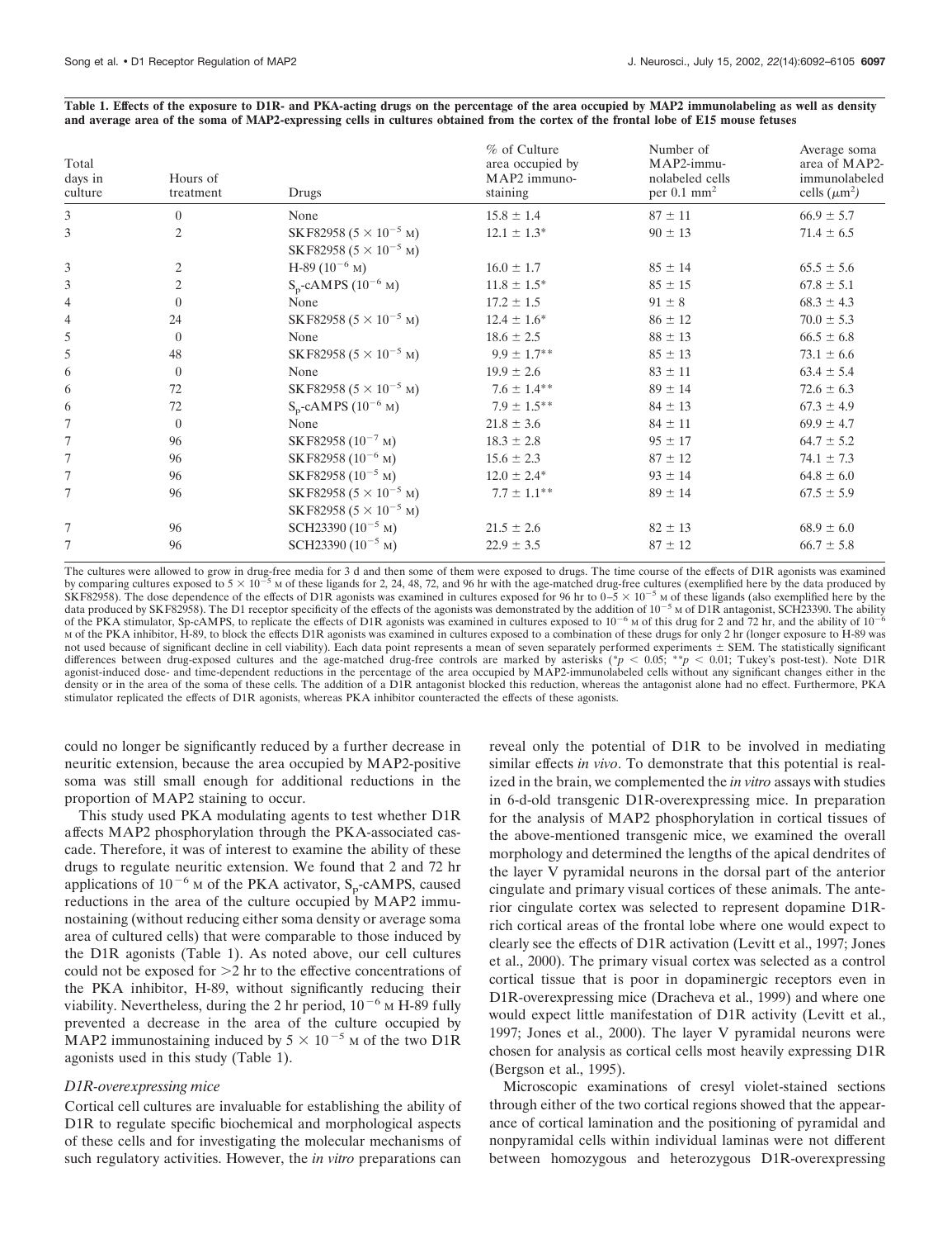**Table 1. Effects of the exposure to D1R- and PKA-acting drugs on the percentage of the area occupied by MAP2 immunolabeling as well as density and average area of the soma of MAP2-expressing cells in cultures obtained from the cortex of the frontal lobe of E15 mouse fetuses**

| Total days in culture | Hours of treatment | Drugs | % of Culture area occupied by MAP2 immunostaining | Number of MAP2-immunolabeled cells per 0.1 mm$^2$ | Average soma area of MAP2-immunolabeled cells ($\mu m^2$) |
|---|---|---|---|---|---|
| 3 | 0 | None | 15.8 ± 1.4 | 87 ± 11 | 66.9 ± 5.7 |
| 3 | 2 | SKF82958 ($5 \times 10^{-5}$ M) | 12.1 ± 1.3* | 90 ± 13 | 71.4 ± 6.5 |
| | | SKF82958 ($5 \times 10^{-5}$ M) | | | |
| 3 | 2 | H-89 ($10^{-6}$ M) | 16.0 ± 1.7 | 85 ± 14 | 65.5 ± 5.6 |
| 3 | 2 | $S_p$-cAMPS ($10^{-6}$ M) | 11.8 ± 1.5* | 85 ± 15 | 67.8 ± 5.1 |
| 4 | 0 | None | 17.2 ± 1.5 | 91 ± 8 | 68.3 ± 4.3 |
| 4 | 24 | SKF82958 ($5 \times 10^{-5}$ M) | 12.4 ± 1.6* | 86 ± 12 | 70.0 ± 5.3 |
| 5 | 0 | None | 18.6 ± 2.5 | 88 ± 13 | 66.5 ± 6.8 |
| 5 | 48 | SKF82958 ($5 \times 10^{-5}$ M) | 9.9 ± 1.7** | 85 ± 13 | 73.1 ± 6.6 |
| 6 | 0 | None | 19.9 ± 2.6 | 83 ± 11 | 63.4 ± 5.4 |
| 6 | 72 | SKF82958 ($5 \times 10^{-5}$ M) | 7.6 ± 1.4** | 89 ± 14 | 72.6 ± 6.3 |
| 6 | 72 | $S_p$-cAMPS ($10^{-6}$ M) | 7.9 ± 1.5** | 84 ± 13 | 67.3 ± 4.9 |
| 7 | 0 | None | 21.8 ± 3.6 | 84 ± 11 | 69.9 ± 4.7 |
| 7 | 96 | SKF82958 ($10^{-7}$ M) | 18.3 ± 2.8 | 95 ± 17 | 64.7 ± 5.2 |
| 7 | 96 | SKF82958 ($10^{-6}$ M) | 15.6 ± 2.3 | 87 ± 12 | 74.1 ± 7.3 |
| 7 | 96 | SKF82958 ($10^{-5}$ M) | 12.0 ± 2.4* | 93 ± 14 | 64.8 ± 6.0 |
| 7 | 96 | SKF82958 ($5 \times 10^{-5}$ M) | 7.7 ± 1.1** | 89 ± 14 | 67.5 ± 5.9 |
| | | SKF82958 ($5 \times 10^{-5}$ M) | | | |
| 7 | 96 | SCH23390 ($10^{-5}$ M) | 21.5 ± 2.6 | 82 ± 13 | 68.9 ± 6.0 |
| 7 | 96 | SCH23390 ($10^{-5}$ M) | 22.9 ± 3.5 | 87 ± 12 | 66.7 ± 5.8 |

The cultures were allowed to grow in drug-free media for 3 d and then some of them were exposed to drugs. The time course of the effects of D1R agonists was examined by comparing cultures exposed to $5 \times 10^{-5}$ M of these ligands for 2, 24, 48, 72, and 96 hr with the age-matched drug-free cultures (exemplified here by the data produced by SKF82958). The dose dependence of the effects of D1R agonists was examined in cultures exposed for 96 hr to $0$–$5 \times 10^{-5}$ M of these ligands (also exemplified here by the data produced by SKF82958). The D1 receptor specificity of the effects of the agonists was demonstrated by the addition of $10^{-5}$ M of D1R antagonist, SCH23390. The ability of the PKA stimulator, Sp-cAMPS, to replicate the effects of D1R agonists was examined in cultures exposed to $10^{-6}$ M of this drug for 2 and 72 hr, and the ability of $10^{-6}$ M of the PKA inhibitor, H-89, to block the effects D1R agonists was examined in cultures exposed to a combination of these drugs for only 2 hr (longer exposure to H-89 was not used because of significant decline in cell viability). Each data point represents a mean of seven separately performed experiments ± SEM. The statistically significant differences between drug-exposed cultures and the age-matched drug-free controls are marked by asterisks (\*$p < 0.05$; \*\*$p < 0.01$; Tukey's post-test). Note D1R agonist-induced dose- and time-dependent reductions in the percentage of the area occupied by MAP2-immunolabeled cells without any significant changes either in the density or in the area of the soma of these cells. The addition of a D1R antagonist blocked this reduction, whereas the antagonist alone had no effect. Furthermore, PKA stimulator replicated the effects of D1R agonists, whereas PKA inhibitor counteracted the effects of these agonists.

could no longer be significantly reduced by a further decrease in neuritic extension, because the area occupied by MAP2-positive soma was still small enough for additional reductions in the proportion of MAP2 staining to occur.

This study used PKA modulating agents to test whether D1R affects MAP2 phosphorylation through the PKA-associated cascade. Therefore, it was of interest to examine the ability of these drugs to regulate neuritic extension. We found that 2 and 72 hr applications of $10^{-6}$ M of the PKA activator, $S_p$-cAMPS, caused reductions in the area of the culture occupied by MAP2 immunostaining (without reducing either soma density or average soma area of cultured cells) that were comparable to those induced by the D1R agonists (Table 1). As noted above, our cell cultures could not be exposed for >2 hr to the effective concentrations of the PKA inhibitor, H-89, without significantly reducing their viability. Nevertheless, during the 2 hr period, $10^{-6}$ M H-89 fully prevented a decrease in the area of the culture occupied by MAP2 immunostaining induced by $5 \times 10^{-5}$ M of the two D1R agonists used in this study (Table 1).

### *D1R-overexpressing mice*

Cortical cell cultures are invaluable for establishing the ability of D1R to regulate specific biochemical and morphological aspects of these cells and for investigating the molecular mechanisms of such regulatory activities. However, the *in vitro* preparations can reveal only the potential of D1R to be involved in mediating similar effects *in vivo*. To demonstrate that this potential is realized in the brain, we complemented the *in vitro* assays with studies in 6-d-old transgenic D1R-overexpressing mice. In preparation for the analysis of MAP2 phosphorylation in cortical tissues of the above-mentioned transgenic mice, we examined the overall morphology and determined the lengths of the apical dendrites of the layer V pyramidal neurons in the dorsal part of the anterior cingulate and primary visual cortices of these animals. The anterior cingulate cortex was selected to represent dopamine D1R-rich cortical areas of the frontal lobe where one would expect to clearly see the effects of D1R activation (Levitt et al., 1997; Jones et al., 2000). The primary visual cortex was selected as a control cortical tissue that is poor in dopaminergic receptors even in D1R-overexpressing mice (Dracheva et al., 1999) and where one would expect little manifestation of D1R activity (Levitt et al., 1997; Jones et al., 2000). The layer V pyramidal neurons were chosen for analysis as cortical cells most heavily expressing D1R (Bergson et al., 1995).

Microscopic examinations of cresyl violet-stained sections through either of the two cortical regions showed that the appearance of cortical lamination and the positioning of pyramidal and nonpyramidal cells within individual laminas were not different between homozygous and heterozygous D1R-overexpressing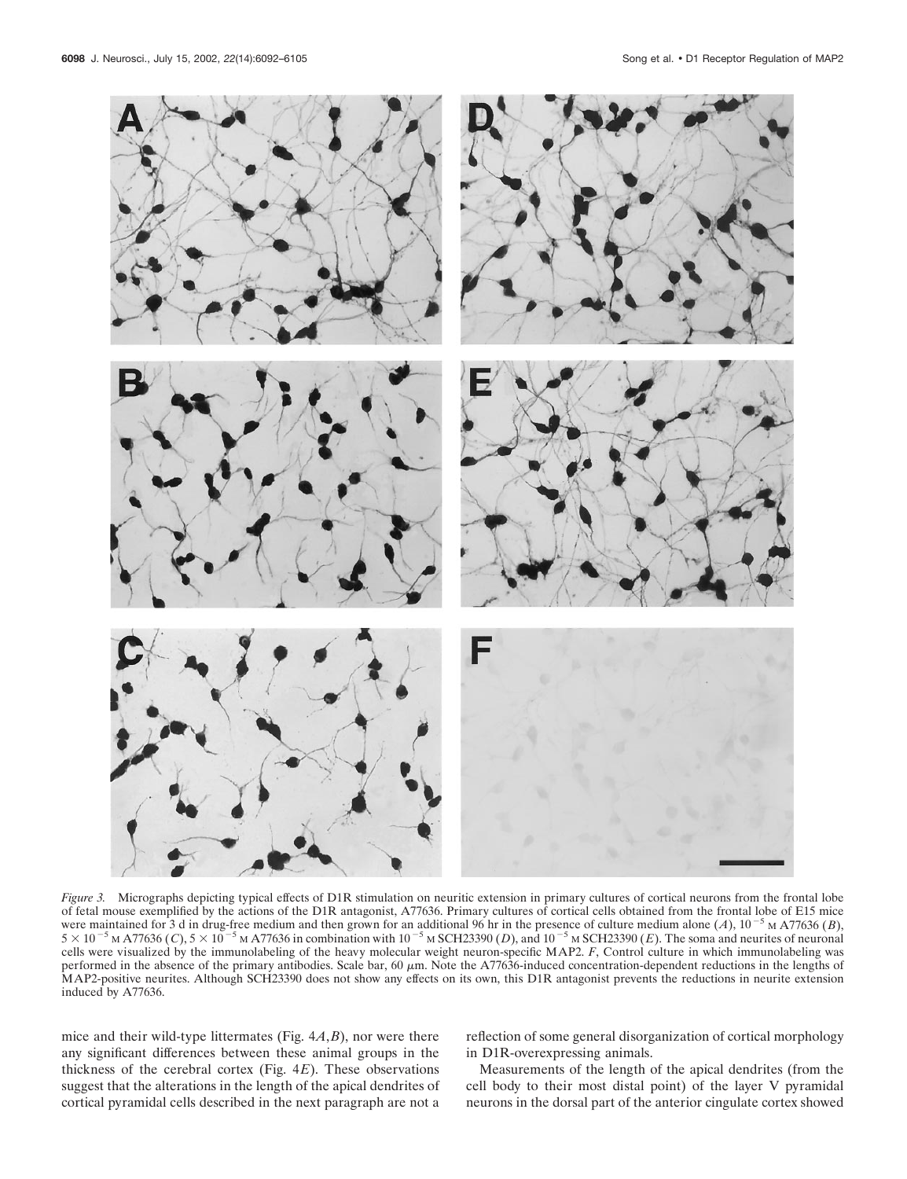*Figure 3.* Micrographs depicting typical effects of D1R stimulation on neuritic extension in primary cultures of cortical neurons from the frontal lobe of fetal mouse exemplified by the actions of the D1R antagonist, A77636. Primary cultures of cortical cells obtained from the frontal lobe of E15 mice were maintained for 3 d in drug-free medium and then grown for an additional 96 hr in the presence of culture medium alone (*A*), $10^{-5}$ M A77636 (*B*), $5 \times 10^{-5}$ M A77636 (*C*), $5 \times 10^{-5}$ M A77636 in combination with $10^{-5}$ M SCH23390 (*D*), and $10^{-5}$ M SCH23390 (*E*). The soma and neurites of neuronal cells were visualized by the immunolabeling of the heavy molecular weight neuron-specific MAP2. *F*, Control culture in which immunolabeling was performed in the absence of the primary antibodies. Scale bar, 60 $\mu$m. Note the A77636-induced concentration-dependent reductions in the lengths of MAP2-positive neurites. Although SCH23390 does not show any effects on its own, this D1R antagonist prevents the reductions in neurite extension induced by A77636.

mice and their wild-type littermates (Fig. 4*A*,*B*), nor were there any significant differences between these animal groups in the thickness of the cerebral cortex (Fig. 4*E*). These observations suggest that the alterations in the length of the apical dendrites of cortical pyramidal cells described in the next paragraph are not a reflection of some general disorganization of cortical morphology in D1R-overexpressing animals.

Measurements of the length of the apical dendrites (from the cell body to their most distal point) of the layer V pyramidal neurons in the dorsal part of the anterior cingulate cortex showed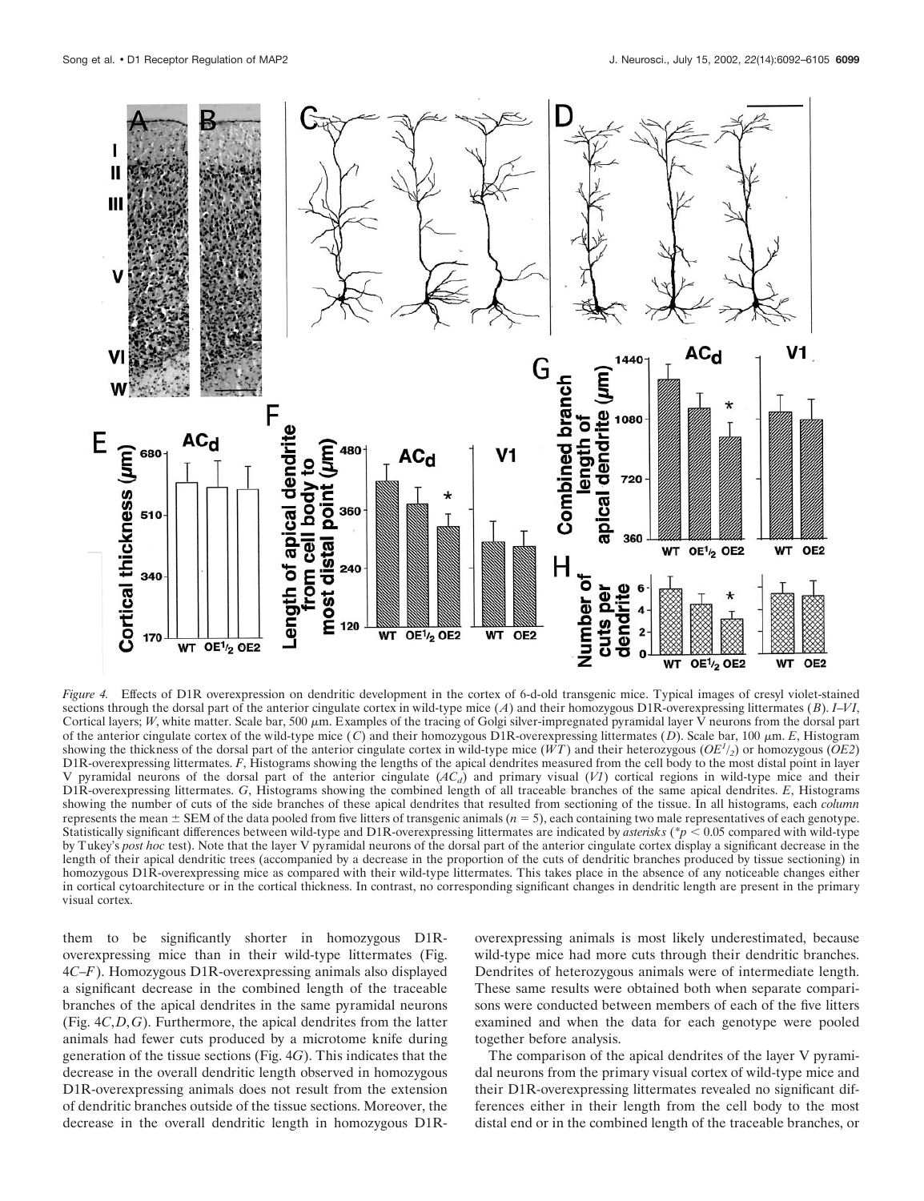*Figure 4.* Effects of D1R overexpression on dendritic development in the cortex of 6-d-old transgenic mice. Typical images of cresyl violet-stained sections through the dorsal part of the anterior cingulate cortex in wild-type mice (*A*) and their homozygous D1R-overexpressing littermates (*B*). *I–VI*, Cortical layers; *W*, white matter. Scale bar, 500 μm. Examples of the tracing of Golgi silver-impregnated pyramidal layer V neurons from the dorsal part of the anterior cingulate cortex of the wild-type mice (*C*) and their homozygous D1R-overexpressing littermates (*D*). Scale bar, 100 μm. *E*, Histogram showing the thickness of the dorsal part of the anterior cingulate cortex in wild-type mice (*WT*) and their heterozygous ($OE^1/_2$) or homozygous (*OE2*) D1R-overexpressing littermates. *F*, Histograms showing the lengths of the apical dendrites measured from the cell body to the most distal point in layer V pyramidal neurons of the dorsal part of the anterior cingulate ($AC_d$) and primary visual (*VI*) cortical regions in wild-type mice and their D1R-overexpressing littermates. *G*, Histograms showing the combined length of all traceable branches of the same apical dendrites. *E*, Histograms showing the number of cuts of the side branches of these apical dendrites that resulted from sectioning of the tissue. In all histograms, each *column* represents the mean ± SEM of the data pooled from five litters of transgenic animals ($n = 5$), each containing two male representatives of each genotype. Statistically significant differences between wild-type and D1R-overexpressing littermates are indicated by *asterisks* (*$p < 0.05$ compared with wild-type by Tukey's *post hoc* test). Note that the layer V pyramidal neurons of the dorsal part of the anterior cingulate cortex display a significant decrease in the length of their apical dendritic trees (accompanied by a decrease in the proportion of the cuts of dendritic branches produced by tissue sectioning) in homozygous D1R-overexpressing mice as compared with their wild-type littermates. This takes place in the absence of any noticeable changes either in cortical cytoarchitecture or in the cortical thickness. In contrast, no corresponding significant changes in dendritic length are present in the primary visual cortex.

them to be significantly shorter in homozygous D1R-overexpressing mice than in their wild-type littermates (Fig. 4*C–F*). Homozygous D1R-overexpressing animals also displayed a significant decrease in the combined length of the traceable branches of the apical dendrites in the same pyramidal neurons (Fig. 4*C,D,G*). Furthermore, the apical dendrites from the latter animals had fewer cuts produced by a microtome knife during generation of the tissue sections (Fig. 4*G*). This indicates that the decrease in the overall dendritic length observed in homozygous D1R-overexpressing animals does not result from the extension of dendritic branches outside of the tissue sections. Moreover, the decrease in the overall dendritic length in homozygous D1R-overexpressing animals is most likely underestimated, because wild-type mice had more cuts through their dendritic branches. Dendrites of heterozygous animals were of intermediate length. These same results were obtained both when separate comparisons were conducted between members of each of the five litters examined and when the data for each genotype were pooled together before analysis.

The comparison of the apical dendrites of the layer V pyramidal neurons from the primary visual cortex of wild-type mice and their D1R-overexpressing littermates revealed no significant differences either in their length from the cell body to the most distal end or in the combined length of the traceable branches, or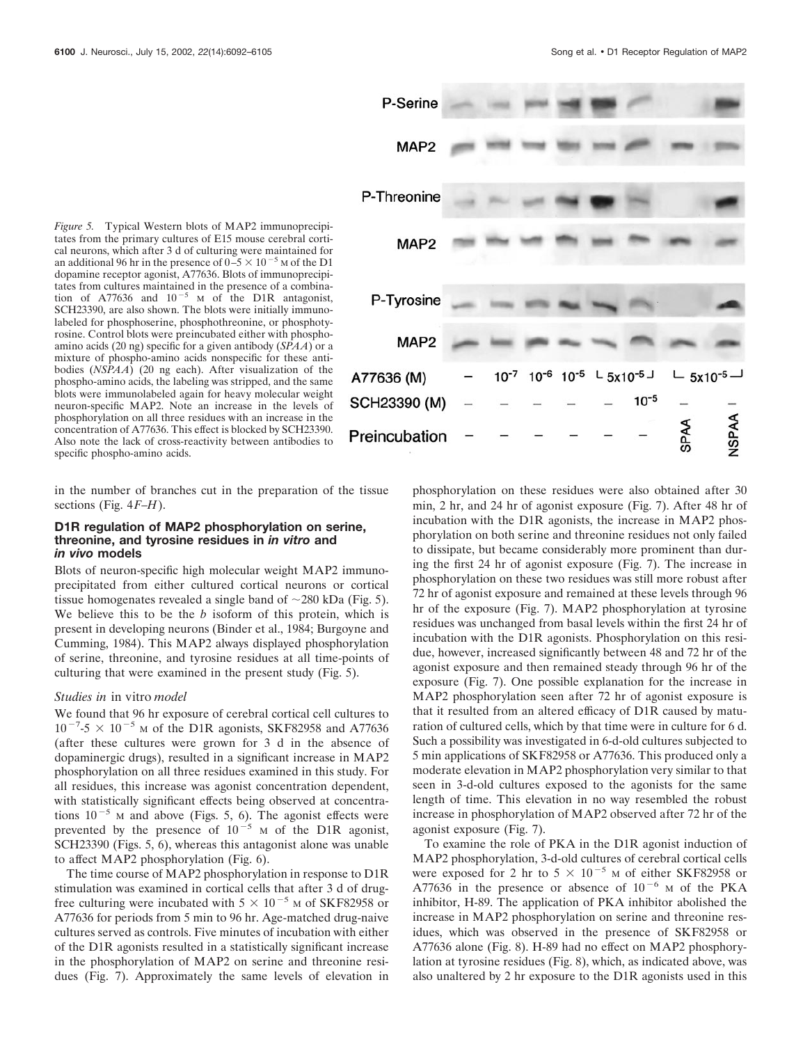*Figure 5.* Typical Western blots of MAP2 immunoprecipitates from the primary cultures of E15 mouse cerebral cortical neurons, which after 3 d of culturing were maintained for an additional 96 hr in the presence of $0–5 \times 10^{-5}$ M of the D1 dopamine receptor agonist, A77636. Blots of immunoprecipitates from cultures maintained in the presence of a combination of A77636 and $10^{-5}$ M of the D1R antagonist, SCH23390, are also shown. The blots were initially immunolabeled for phosphoserine, phosphothreonine, or phosphotyrosine. Control blots were preincubated either with phospho-amino acids (20 ng) specific for a given antibody (*SPAA*) or a mixture of phospho-amino acids nonspecific for these antibodies (*NSPAA*) (20 ng each). After visualization of the phospho-amino acids, the labeling was stripped, and the same blots were immunolabeled again for heavy molecular weight neuron-specific MAP2. Note an increase in the levels of phosphorylation on all three residues with an increase in the concentration of A77636. This effect is blocked by SCH23390. Also note the lack of cross-reactivity between antibodies to specific phospho-amino acids.

in the number of branches cut in the preparation of the tissue sections (Fig. 4*F–H*).

### D1R regulation of MAP2 phosphorylation on serine, threonine, and tyrosine residues in *in vitro* and *in vivo* models

Blots of neuron-specific high molecular weight MAP2 immunoprecipitated from either cultured cortical neurons or cortical tissue homogenates revealed a single band of ~280 kDa (Fig. 5). We believe this to be the *b* isoform of this protein, which is present in developing neurons (Binder et al., 1984; Burgoyne and Cumming, 1984). This MAP2 always displayed phosphorylation of serine, threonine, and tyrosine residues at all time-points of culturing that were examined in the present study (Fig. 5).

#### *Studies in* in vitro *model*

We found that 96 hr exposure of cerebral cortical cell cultures to $10^{-7}$-$5 \times 10^{-5}$ M of the D1R agonists, SKF82958 and A77636 (after these cultures were grown for 3 d in the absence of dopaminergic drugs), resulted in a significant increase in MAP2 phosphorylation on all three residues examined in this study. For all residues, this increase was agonist concentration dependent, with statistically significant effects being observed at concentrations $10^{-5}$ M and above (Figs. 5, 6). The agonist effects were prevented by the presence of $10^{-5}$ M of the D1R agonist, SCH23390 (Figs. 5, 6), whereas this antagonist alone was unable to affect MAP2 phosphorylation (Fig. 6).

The time course of MAP2 phosphorylation in response to D1R stimulation was examined in cortical cells that after 3 d of drug-free culturing were incubated with $5 \times 10^{-5}$ M of SKF82958 or A77636 for periods from 5 min to 96 hr. Age-matched drug-naive cultures served as controls. Five minutes of incubation with either of the D1R agonists resulted in a statistically significant increase in the phosphorylation of MAP2 on serine and threonine residues (Fig. 7). Approximately the same levels of elevation in phosphorylation on these residues were also obtained after 30 min, 2 hr, and 24 hr of agonist exposure (Fig. 7). After 48 hr of incubation with the D1R agonists, the increase in MAP2 phosphorylation on both serine and threonine residues not only failed to dissipate, but became considerably more prominent than during the first 24 hr of agonist exposure (Fig. 7). The increase in phosphorylation on these two residues was still more robust after 72 hr of agonist exposure and remained at these levels through 96 hr of the exposure (Fig. 7). MAP2 phosphorylation at tyrosine residues was unchanged from basal levels within the first 24 hr of incubation with the D1R agonists. Phosphorylation on this residue, however, increased significantly between 48 and 72 hr of the agonist exposure and then remained steady through 96 hr of the exposure (Fig. 7). One possible explanation for the increase in MAP2 phosphorylation seen after 72 hr of agonist exposure is that it resulted from an altered efficacy of D1R caused by maturation of cultured cells, which by that time were in culture for 6 d. Such a possibility was investigated in 6-d-old cultures subjected to 5 min applications of SKF82958 or A77636. This produced only a moderate elevation in MAP2 phosphorylation very similar to that seen in 3-d-old cultures exposed to the agonists for the same length of time. This elevation in no way resembled the robust increase in phosphorylation of MAP2 observed after 72 hr of the agonist exposure (Fig. 7).

To examine the role of PKA in the D1R agonist induction of MAP2 phosphorylation, 3-d-old cultures of cerebral cortical cells were exposed for 2 hr to $5 \times 10^{-5}$ M of either SKF82958 or A77636 in the presence or absence of $10^{-6}$ M of the PKA inhibitor, H-89. The application of PKA inhibitor abolished the increase in MAP2 phosphorylation on serine and threonine residues, which was observed in the presence of SKF82958 or A77636 alone (Fig. 8). H-89 had no effect on MAP2 phosphorylation at tyrosine residues (Fig. 8), which, as indicated above, was also unaltered by 2 hr exposure to the D1R agonists used in this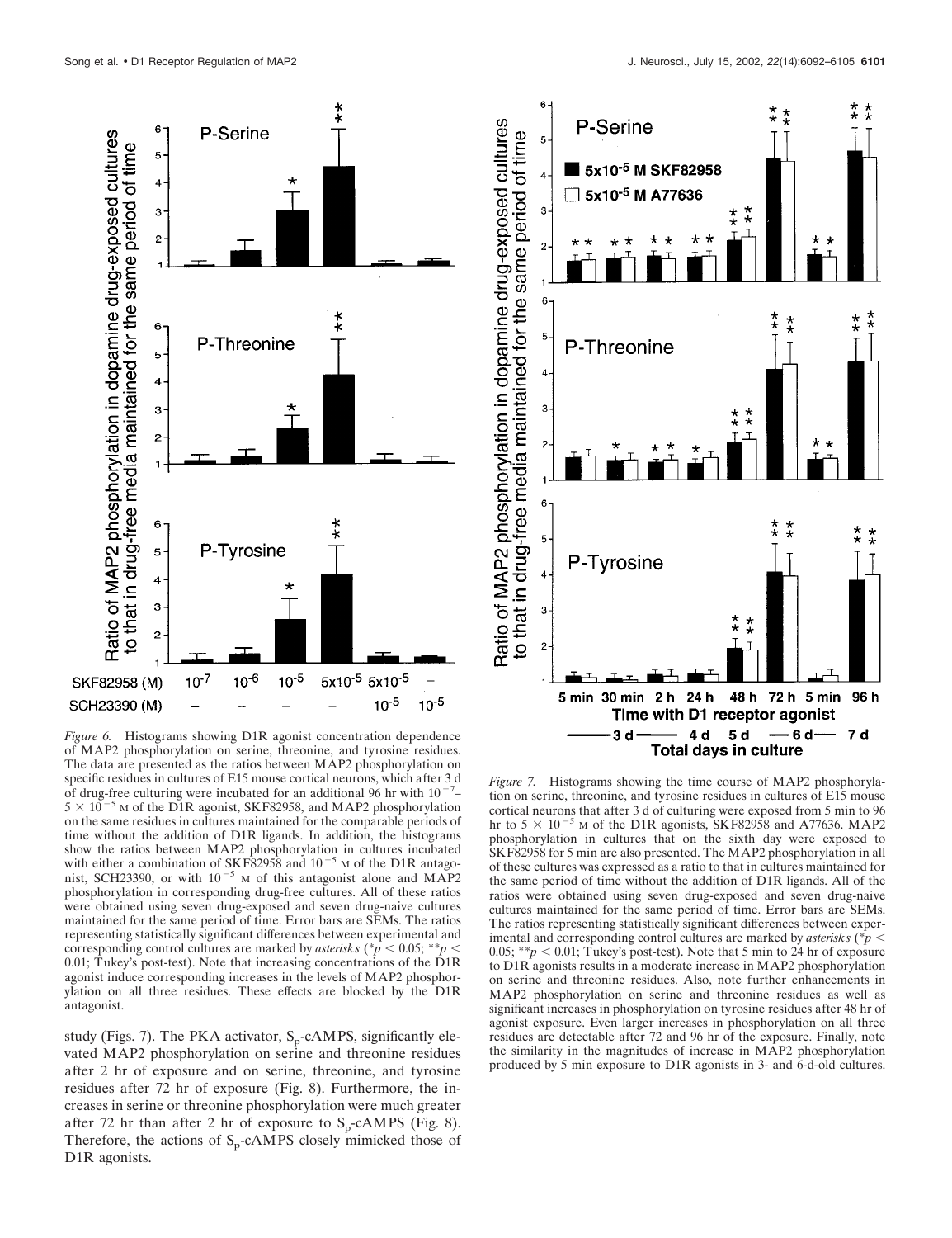*Figure 6.* Histograms showing D1R agonist concentration dependence of MAP2 phosphorylation on serine, threonine, and tyrosine residues. The data are presented as the ratios between MAP2 phosphorylation on specific residues in cultures of E15 mouse cortical neurons, which after 3 d of drug-free culturing were incubated for an additional 96 hr with $10^{-7}$–$5 \times 10^{-5}$ M of the D1R agonist, SKF82958, and MAP2 phosphorylation on the same residues in cultures maintained for the comparable periods of time without the addition of D1R ligands. In addition, the histograms show the ratios between MAP2 phosphorylation in cultures incubated with either a combination of SKF82958 and $10^{-5}$ M of the D1R antagonist, SCH23390, or with $10^{-5}$ M of this antagonist alone and MAP2 phosphorylation in corresponding drug-free cultures. All of these ratios were obtained using seven drug-exposed and seven drug-naive cultures maintained for the same period of time. Error bars are SEMs. The ratios representing statistically significant differences between experimental and corresponding control cultures are marked by *asterisks* (\*$p < 0.05$; \*\*$p < 0.01$; Tukey's post-test). Note that increasing concentrations of the D1R agonist induce corresponding increases in the levels of MAP2 phosphorylation on all three residues. These effects are blocked by the D1R antagonist.

*Figure 7.* Histograms showing the time course of MAP2 phosphorylation on serine, threonine, and tyrosine residues in cultures of E15 mouse cortical neurons that after 3 d of culturing were exposed from 5 min to 96 hr to $5 \times 10^{-5}$ M of the D1R agonists, SKF82958 and A77636. MAP2 phosphorylation in cultures that on the sixth day were exposed to SKF82958 for 5 min are also presented. The MAP2 phosphorylation in all of these cultures was expressed as a ratio to that in cultures maintained for the same period of time without the addition of D1R ligands. All of the ratios were obtained using seven drug-exposed and seven drug-naive cultures maintained for the same period of time. Error bars are SEMs. The ratios representing statistically significant differences between experimental and corresponding control cultures are marked by *asterisks* (\*$p < 0.05$; \*\*$p < 0.01$; Tukey's post-test). Note that 5 min to 24 hr of exposure to D1R agonists results in a moderate increase in MAP2 phosphorylation on serine and threonine residues. Also, note further enhancements in MAP2 phosphorylation on serine and threonine residues as well as significant increases in phosphorylation on tyrosine residues after 48 hr of agonist exposure. Even larger increases in phosphorylation on all three residues are detectable after 72 and 96 hr of the exposure. Finally, note the similarity in the magnitudes of increase in MAP2 phosphorylation produced by 5 min exposure to D1R agonists in 3- and 6-d-old cultures.

study (Figs. 7). The PKA activator, $S_p$-cAMPS, significantly elevated MAP2 phosphorylation on serine and threonine residues after 2 hr of exposure and on serine, threonine, and tyrosine residues after 72 hr of exposure (Fig. 8). Furthermore, the increases in serine or threonine phosphorylation were much greater after 72 hr than after 2 hr of exposure to $S_p$-cAMPS (Fig. 8). Therefore, the actions of $S_p$-cAMPS closely mimicked those of D1R agonists.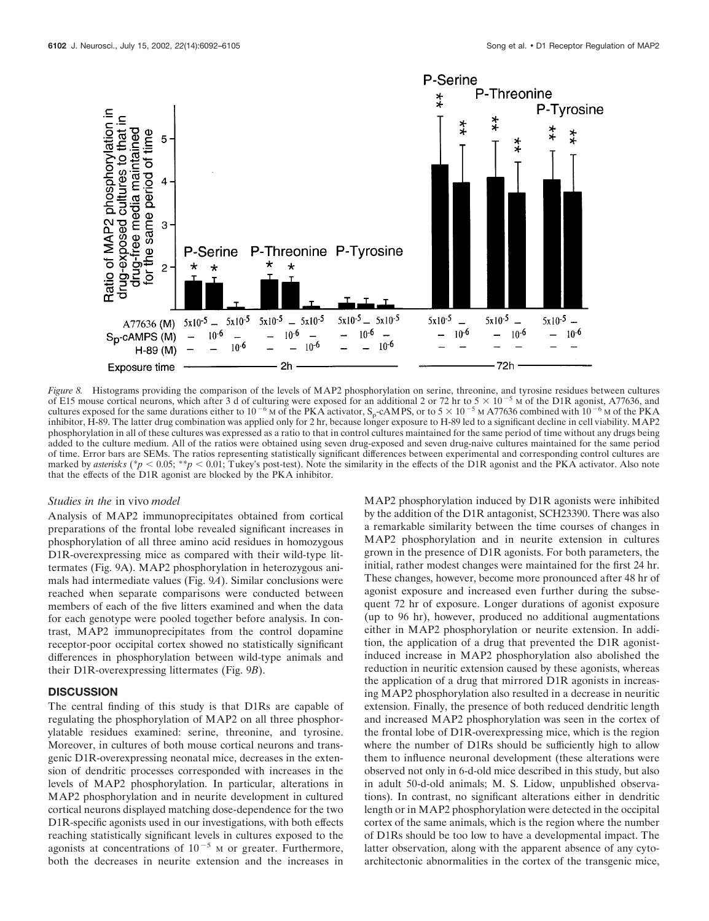*Figure 8.* Histograms providing the comparison of the levels of MAP2 phosphorylation on serine, threonine, and tyrosine residues between cultures of E15 mouse cortical neurons, which after 3 d of culturing were exposed for an additional 2 or 72 hr to $5 \times 10^{-5}$ M of the D1R agonist, A77636, and cultures exposed for the same durations either to $10^{-6}$ M of the PKA activator, $S_p$-cAMPS, or to $5 \times 10^{-5}$ M A77636 combined with $10^{-6}$ M of the PKA inhibitor, H-89. The latter drug combination was applied only for 2 hr, because longer exposure to H-89 led to a significant decline in cell viability. MAP2 phosphorylation in all of these cultures was expressed as a ratio to that in control cultures maintained for the same period of time without any drugs being added to the culture medium. All of the ratios were obtained using seven drug-exposed and seven drug-naive cultures maintained for the same period of time. Error bars are SEMs. The ratios representing statistically significant differences between experimental and corresponding control cultures are marked by *asterisks* (* $p < 0.05$; ** $p < 0.01$; Tukey's post-test). Note the similarity in the effects of the D1R agonist and the PKA activator. Also note that the effects of the D1R agonist are blocked by the PKA inhibitor.

### *Studies in the* in vivo *model*

Analysis of MAP2 immunoprecipitates obtained from cortical preparations of the frontal lobe revealed significant increases in phosphorylation of all three amino acid residues in homozygous D1R-overexpressing mice as compared with their wild-type littermates (Fig. 9A). MAP2 phosphorylation in heterozygous animals had intermediate values (Fig. 9*A*). Similar conclusions were reached when separate comparisons were conducted between members of each of the five litters examined and when the data for each genotype were pooled together before analysis. In contrast, MAP2 immunoprecipitates from the control dopamine receptor-poor occipital cortex showed no statistically significant differences in phosphorylation between wild-type animals and their D1R-overexpressing littermates (Fig. 9*B*).

## DISCUSSION

The central finding of this study is that D1Rs are capable of regulating the phosphorylation of MAP2 on all three phosphorylatable residues examined: serine, threonine, and tyrosine. Moreover, in cultures of both mouse cortical neurons and transgenic D1R-overexpressing neonatal mice, decreases in the extension of dendritic processes corresponded with increases in the levels of MAP2 phosphorylation. In particular, alterations in MAP2 phosphorylation and in neurite development in cultured cortical neurons displayed matching dose-dependence for the two D1R-specific agonists used in our investigations, with both effects reaching statistically significant levels in cultures exposed to the agonists at concentrations of $10^{-5}$ M or greater. Furthermore, both the decreases in neurite extension and the increases in MAP2 phosphorylation induced by D1R agonists were inhibited by the addition of the D1R antagonist, SCH23390. There was also a remarkable similarity between the time courses of changes in MAP2 phosphorylation and in neurite extension in cultures grown in the presence of D1R agonists. For both parameters, the initial, rather modest changes were maintained for the first 24 hr. These changes, however, become more pronounced after 48 hr of agonist exposure and increased even further during the subsequent 72 hr of exposure. Longer durations of agonist exposure (up to 96 hr), however, produced no additional augmentations either in MAP2 phosphorylation or neurite extension. In addition, the application of a drug that prevented the D1R agonist-induced increase in MAP2 phosphorylation also abolished the reduction in neuritic extension caused by these agonists, whereas the application of a drug that mirrored D1R agonists in increasing MAP2 phosphorylation also resulted in a decrease in neuritic extension. Finally, the presence of both reduced dendritic length and increased MAP2 phosphorylation was seen in the cortex of the frontal lobe of D1R-overexpressing mice, which is the region where the number of D1Rs should be sufficiently high to allow them to influence neuronal development (these alterations were observed not only in 6-d-old mice described in this study, but also in adult 50-d-old animals; M. S. Lidow, unpublished observations). In contrast, no significant alterations either in dendritic length or in MAP2 phosphorylation were detected in the occipital cortex of the same animals, which is the region where the number of D1Rs should be too low to have a developmental impact. The latter observation, along with the apparent absence of any cytoarchitectonic abnormalities in the cortex of the transgenic mice,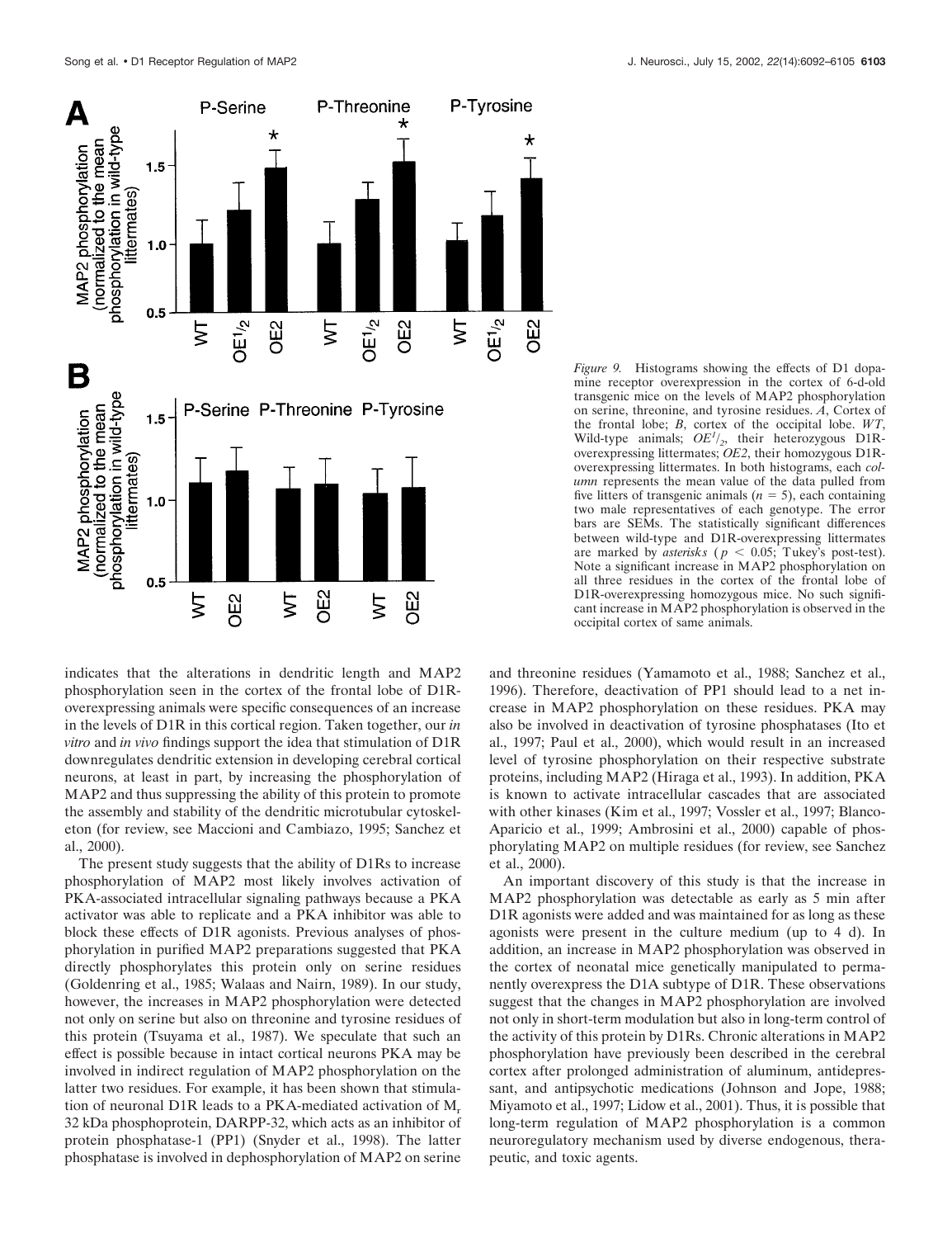*Figure 9.* Histograms showing the effects of D1 dopamine receptor overexpression in the cortex of 6-d-old transgenic mice on the levels of MAP2 phosphorylation on serine, threonine, and tyrosine residues. *A*, Cortex of the frontal lobe; *B*, cortex of the occipital lobe. *WT*, Wild-type animals; $OE^{1}/_{2}$, their heterozygous D1R-overexpressing littermates; *OE2*, their homozygous D1R-overexpressing littermates. In both histograms, each *column* represents the mean value of the data pulled from five litters of transgenic animals ($n = 5$), each containing two male representatives of each genotype. The error bars are SEMs. The statistically significant differences between wild-type and D1R-overexpressing littermates are marked by *asterisks* ($p < 0.05$; Tukey's post-test). Note a significant increase in MAP2 phosphorylation on all three residues in the cortex of the frontal lobe of D1R-overexpressing homozygous mice. No such significant increase in MAP2 phosphorylation is observed in the occipital cortex of same animals.

indicates that the alterations in dendritic length and MAP2 phosphorylation seen in the cortex of the frontal lobe of D1R-overexpressing animals were specific consequences of an increase in the levels of D1R in this cortical region. Taken together, our *in vitro* and *in vivo* findings support the idea that stimulation of D1R downregulates dendritic extension in developing cerebral cortical neurons, at least in part, by increasing the phosphorylation of MAP2 and thus suppressing the ability of this protein to promote the assembly and stability of the dendritic microtubular cytoskeleton (for review, see Maccioni and Cambiazo, 1995; Sanchez et al., 2000).

The present study suggests that the ability of D1Rs to increase phosphorylation of MAP2 most likely involves activation of PKA-associated intracellular signaling pathways because a PKA activator was able to replicate and a PKA inhibitor was able to block these effects of D1R agonists. Previous analyses of phosphorylation in purified MAP2 preparations suggested that PKA directly phosphorylates this protein only on serine residues (Goldenring et al., 1985; Walaas and Nairn, 1989). In our study, however, the increases in MAP2 phosphorylation were detected not only on serine but also on threonine and tyrosine residues of this protein (Tsuyama et al., 1987). We speculate that such an effect is possible because in intact cortical neurons PKA may be involved in indirect regulation of MAP2 phosphorylation on the latter two residues. For example, it has been shown that stimulation of neuronal D1R leads to a PKA-mediated activation of $M_r$ 32 kDa phosphoprotein, DARPP-32, which acts as an inhibitor of protein phosphatase-1 (PP1) (Snyder et al., 1998). The latter phosphatase is involved in dephosphorylation of MAP2 on serine and threonine residues (Yamamoto et al., 1988; Sanchez et al., 1996). Therefore, deactivation of PP1 should lead to a net increase in MAP2 phosphorylation on these residues. PKA may also be involved in deactivation of tyrosine phosphatases (Ito et al., 1997; Paul et al., 2000), which would result in an increased level of tyrosine phosphorylation on their respective substrate proteins, including MAP2 (Hiraga et al., 1993). In addition, PKA is known to activate intracellular cascades that are associated with other kinases (Kim et al., 1997; Vossler et al., 1997; Blanco-Aparicio et al., 1999; Ambrosini et al., 2000) capable of phosphorylating MAP2 on multiple residues (for review, see Sanchez et al., 2000).

An important discovery of this study is that the increase in MAP2 phosphorylation was detectable as early as 5 min after D1R agonists were added and was maintained for as long as these agonists were present in the culture medium (up to 4 d). In addition, an increase in MAP2 phosphorylation was observed in the cortex of neonatal mice genetically manipulated to permanently overexpress the D1A subtype of D1R. These observations suggest that the changes in MAP2 phosphorylation are involved not only in short-term modulation but also in long-term control of the activity of this protein by D1Rs. Chronic alterations in MAP2 phosphorylation have previously been described in the cerebral cortex after prolonged administration of aluminum, antidepressant, and antipsychotic medications (Johnson and Jope, 1988; Miyamoto et al., 1997; Lidow et al., 2001). Thus, it is possible that long-term regulation of MAP2 phosphorylation is a common neuroregulatory mechanism used by diverse endogenous, therapeutic, and toxic agents.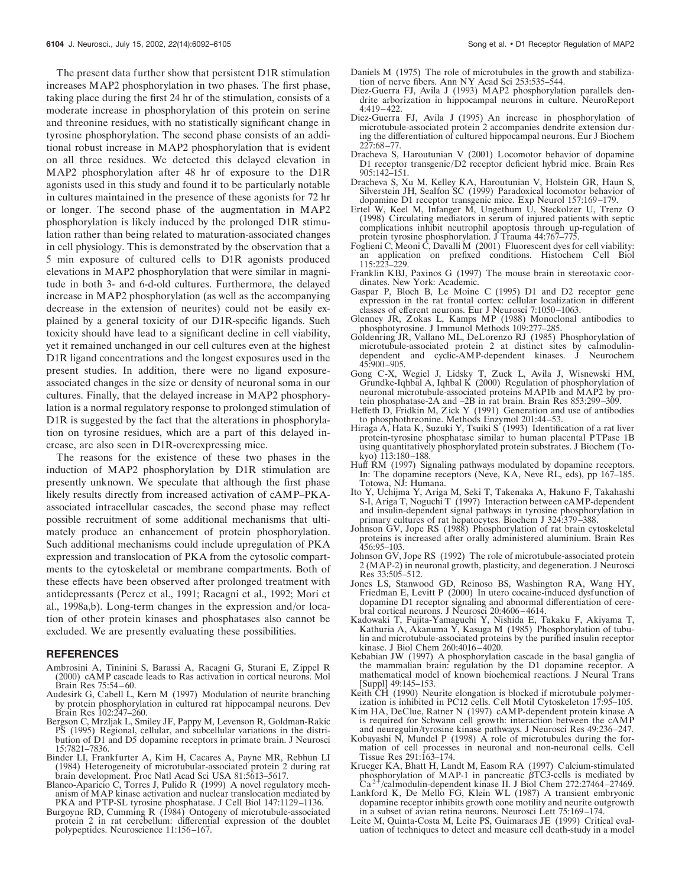The present data further show that persistent D1R stimulation increases MAP2 phosphorylation in two phases. The first phase, taking place during the first 24 hr of the stimulation, consists of a moderate increase in phosphorylation of this protein on serine and threonine residues, with no statistically significant change in tyrosine phosphorylation. The second phase consists of an additional robust increase in MAP2 phosphorylation that is evident on all three residues. We detected this delayed elevation in MAP2 phosphorylation after 48 hr of exposure to the D1R agonists used in this study and found it to be particularly notable in cultures maintained in the presence of these agonists for 72 hr or longer. The second phase of the augmentation in MAP2 phosphorylation is likely induced by the prolonged D1R stimulation rather than being related to maturation-associated changes in cell physiology. This is demonstrated by the observation that a 5 min exposure of cultured cells to D1R agonists produced elevations in MAP2 phosphorylation that were similar in magnitude in both 3- and 6-d-old cultures. Furthermore, the delayed increase in MAP2 phosphorylation (as well as the accompanying decrease in the extension of neurites) could not be easily explained by a general toxicity of our D1R-specific ligands. Such toxicity should have lead to a significant decline in cell viability, yet it remained unchanged in our cell cultures even at the highest D1R ligand concentrations and the longest exposures used in the present studies. In addition, there were no ligand exposure-associated changes in the size or density of neuronal soma in our cultures. Finally, that the delayed increase in MAP2 phosphorylation is a normal regulatory response to prolonged stimulation of D1R is suggested by the fact that the alterations in phosphorylation on tyrosine residues, which are a part of this delayed increase, are also seen in D1R-overexpressing mice.

The reasons for the existence of these two phases in the induction of MAP2 phosphorylation by D1R stimulation are presently unknown. We speculate that although the first phase likely results directly from increased activation of cAMP–PKA-associated intracellular cascades, the second phase may reflect possible recruitment of some additional mechanisms that ultimately produce an enhancement of protein phosphorylation. Such additional mechanisms could include upregulation of PKA expression and translocation of PKA from the cytosolic compartments to the cytoskeletal or membrane compartments. Both of these effects have been observed after prolonged treatment with antidepressants (Perez et al., 1991; Racagni et al., 1992; Mori et al., 1998a,b). Long-term changes in the expression and/or location of other protein kinases and phosphatases also cannot be excluded. We are presently evaluating these possibilities.

## REFERENCES

Ambrosini A, Tininini S, Barassi A, Racagni G, Sturani E, Zippel R (2000) cAMP cascade leads to Ras activation in cortical neurons. Mol Brain Res 75:54–60.

Audesirk G, Cabell L, Kern M (1997) Modulation of neurite branching by protein phosphorylation in cultured rat hippocampal neurons. Dev Brain Res 102:247–260.

Bergson C, Mrzljak L, Smiley JF, Pappy M, Levenson R, Goldman-Rakic PS (1995) Regional, cellular, and subcellular variations in the distribution of D1 and D5 dopamine receptors in primate brain. J Neurosci 15:7821–7836.

Binder LI, Frankfurter A, Kim H, Cacares A, Payne MR, Rebhun LI (1984) Heterogeneity of microtubular-associated protein 2 during rat brain development. Proc Natl Acad Sci USA 81:5613–5617.

Blanco-Aparicio C, Torres J, Pulido R (1999) A novel regulatory mechanism of MAP kinase activation and nuclear translocation mediated by PKA and PTP-SL tyrosine phosphatase. J Cell Biol 147:1129–1136.

Burgoyne RD, Cumming R (1984) Ontogeny of microtubule-associated protein 2 in rat cerebellum: differential expression of the doublet polypeptides. Neuroscience 11:156–167.

Daniels M (1975) The role of microtubules in the growth and stabilization of nerve fibers. Ann NY Acad Sci 253:535–544.

Diez-Guerra FJ, Avila J (1993) MAP2 phosphorylation parallels dendrite arborization in hippocampal neurons in culture. NeuroReport 4:419–422.

Diez-Guerra FJ, Avila J (1995) An increase in phosphorylation of microtubule-associated protein 2 accompanies dendrite extension during the differentiation of cultured hippocampal neurons. Eur J Biochem 227:68–77.

Dracheva S, Haroutunian V (2001) Locomotor behavior of dopamine D1 receptor transgenic/D2 receptor deficient hybrid mice. Brain Res 905:142–151.

Dracheva S, Xu M, Kelley KA, Haroutunian V, Holstein GR, Haun S, Silverstein JH, Sealfon SC (1999) Paradoxical locomotor behavior of dopamine D1 receptor transgenic mice. Exp Neurol 157:169–179.

Ertel W, Keel M, Infanger M, Ungethum U, Steckolzer U, Trenz O (1998) Circulating mediators in serum of injured patients with septic complications inhibit neutrophil apoptosis through up-regulation of protein tyrosine phosphorylation. J Trauma 44:767–775.

Foglieni C, Meoni C, Davalli M (2001) Fluorescent dyes for cell viability: an application on prefixed conditions. Histochem Cell Biol 115:223–229.

Franklin KBJ, Paxinos G (1997) The mouse brain in stereotaxic coordinates. New York: Academic.

Gaspar P, Bloch B, Le Moine C (1995) D1 and D2 receptor gene expression in the rat frontal cortex: cellular localization in different classes of efferent neurons. Eur J Neurosci 7:1050–1063.

Glenney JR, Zokas L, Kamps MP (1988) Monoclonal antibodies to phosphotyrosine. J Immunol Methods 109:277–285.

Goldenring JR, Vallano ML, DeLorenzo RJ (1985) Phosphorylation of microtubule-associated protein 2 at distinct sites by calmodulin-dependent and cyclic-AMP-dependent kinases. J Neurochem 45:900–905.

Gong C-X, Wegiel J, Lidsky T, Zuck L, Avila J, Wisnewski HM, Grundke-Iqhbal A, Iqhbal K (2000) Regulation of phosphorylation of neuronal microtubule-associated proteins MAP1b and MAP2 by protein phosphatase-2A and –2B in rat brain. Brain Res 853:299–309.

Heffeth D, Fridkin M, Zick Y (1991) Generation and use of antibodies to phosphothreonine. Methods Enzymol 201:44–53.

Hiraga A, Hata K, Suzuki Y, Tsuiki S (1993) Identification of a rat liver protein-tyrosine phosphatase similar to human placental PTPase 1B using quantitatively phosphorylated protein substrates. J Biochem (Tokyo) 113:180–188.

Huff RM (1997) Signaling pathways modulated by dopamine receptors. In: The dopamine receptors (Neve, KA, Neve RL, eds), pp 167–185. Totowa, NJ: Humana.

Ito Y, Uchijma Y, Ariga M, Seki T, Takenaka A, Hakuno F, Takahashi S-I, Ariga T, Noguchi T (1997) Interaction between cAMP-dependent and insulin-dependent signal pathways in tyrosine phosphorylation in primary cultures of rat hepatocytes. Biochem J 324:379–388.

Johnson GV, Jope RS (1988) Phosphorylation of rat brain cytoskeletal proteins is increased after orally administered aluminium. Brain Res 456:95–103.

Johnson GV, Jope RS (1992) The role of microtubule-associated protein 2 (MAP-2) in neuronal growth, plasticity, and degeneration. J Neurosci Res 33:505–512.

Jones LS, Stanwood GD, Reinoso BS, Washington RA, Wang HY, Friedman E, Levitt P (2000) In utero cocaine-induced dysfunction of dopamine D1 receptor signaling and abnormal differentiation of cerebral cortical neurons. J Neurosci 20:4606–4614.

Kadowaki T, Fujita-Yamaguchi Y, Nishida E, Takaku F, Akiyama T, Kathuria A, Akanuma Y, Kasuga M (1985) Phosphorylation of tubulin and microtubule-associated proteins by the purified insulin receptor kinase. J Biol Chem 260:4016–4020.

Kebabian JW (1997) A phosphorylation cascade in the basal ganglia of the mammalian brain: regulation by the D1 dopamine receptor. A mathematical model of known biochemical reactions. J Neural Trans [Suppl] 49:145–153.

Keith CH (1990) Neurite elongation is blocked if microtubule polymerization is inhibited in PC12 cells. Cell Motil Cytoskeleton 17:95–105.

Kim HA, DeClue, Ratner N (1997) cAMP-dependent protein kinase A is required for Schwann cell growth: interaction between the cAMP and neuregulin/tyrosine kinase pathways. J Neurosci Res 49:236–247.

Kobayashi N, Mundel P (1998) A role of microtubules during the formation of cell processes in neuronal and non-neuronal cells. Cell Tissue Res 291:163–174.

Krueger KA, Bhatt H, Landt M, Easom RA (1997) Calcium-stimulated phosphorylation of MAP-1 in pancreatic βTC3-cells is mediated by $Ca^{2+}$/calmodulin-dependent kinase II. J Biol Chem 272:27464–27469.

Lankford K, De Mello FG, Klein WL (1987) A transient embryonic dopamine receptor inhibits growth cone motility and neurite outgrowth in a subset of avian retina neurons. Neurosci Lett 75:169–174.

Leite M, Quinta-Costa M, Leite PS, Guimaraes JE (1999) Critical evaluation of techniques to detect and measure cell death-study in a model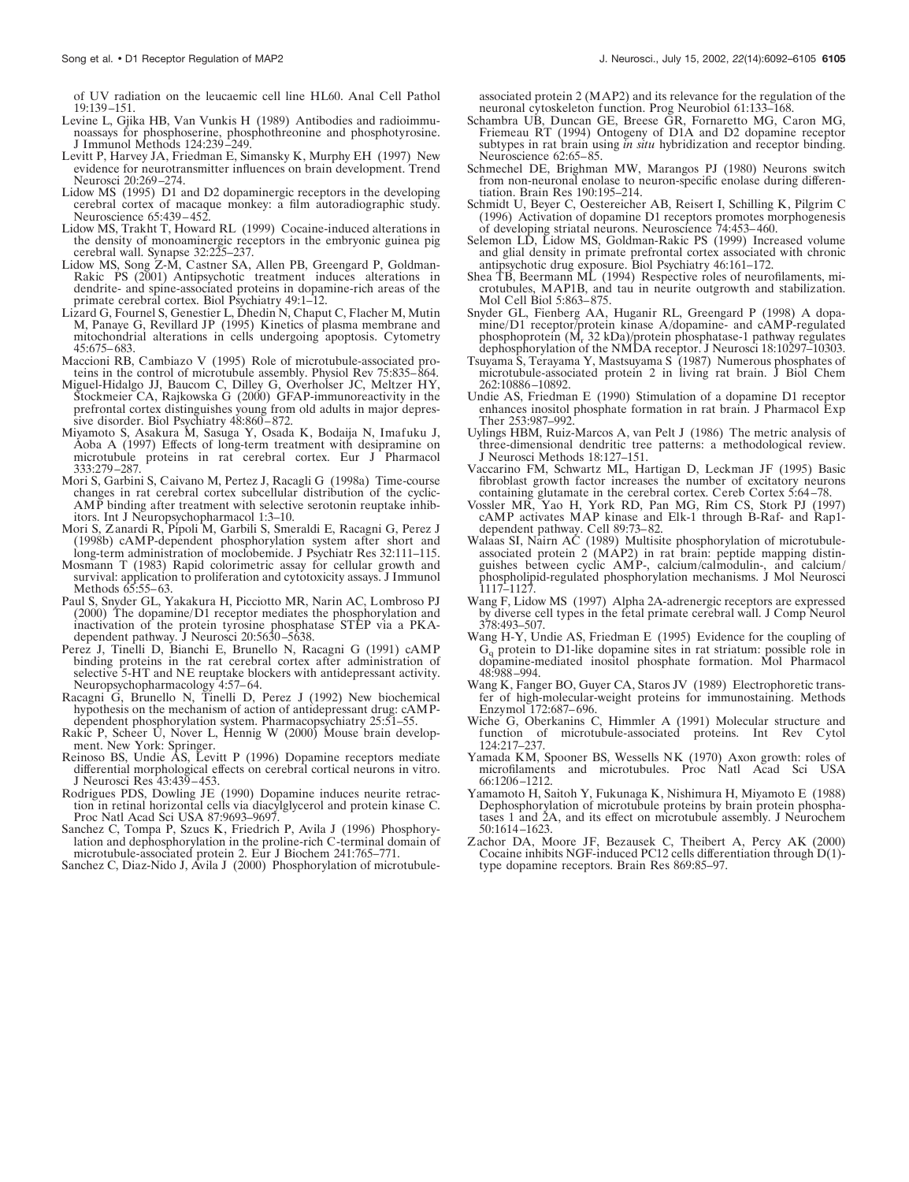of UV radiation on the leucaemic cell line HL60. Anal Cell Pathol 19:139–151.

Levine L, Gjika HB, Van Vunkis H (1989) Antibodies and radioimmunoassays for phosphoserine, phosphothreonine and phosphotyrosine. J Immunol Methods 124:239–249.

Levitt P, Harvey JA, Friedman E, Simansky K, Murphy EH (1997) New evidence for neurotransmitter influences on brain development. Trend Neurosci 20:269–274.

Lidow MS (1995) D1 and D2 dopaminergic receptors in the developing cerebral cortex of macaque monkey: a film autoradiographic study. Neuroscience 65:439–452.

Lidow MS, Trakht T, Howard RL (1999) Cocaine-induced alterations in the density of monoaminergic receptors in the embryonic guinea pig cerebral wall. Synapse 32:225–237.

Lidow MS, Song Z-M, Castner SA, Allen PB, Greengard P, Goldman-Rakic PS (2001) Antipsychotic treatment induces alterations in dendrite- and spine-associated proteins in dopamine-rich areas of the primate cerebral cortex. Biol Psychiatry 49:1–12.

Lizard G, Fournel S, Genestier L, Dhedin N, Chaput C, Flacher M, Mutin M, Panaye G, Revillard JP (1995) Kinetics of plasma membrane and mitochondrial alterations in cells undergoing apoptosis. Cytometry 45:675–683.

Maccioni RB, Cambiazo V (1995) Role of microtubule-associated proteins in the control of microtubule assembly. Physiol Rev 75:835–864.

Miguel-Hidalgo JJ, Baucom C, Dilley G, Overholser JC, Meltzer HY, Stockmeier CA, Rajkowska G (2000) GFAP-immunoreactivity in the prefrontal cortex distinguishes young from old adults in major depressive disorder. Biol Psychiatry 48:860–872.

Miyamoto S, Asakura M, Sasuga Y, Osada K, Bodaija N, Imafuku J, Aoba A (1997) Effects of long-term treatment with desipramine on microtubule proteins in rat cerebral cortex. Eur J Pharmacol 333:279–287.

Mori S, Garbini S, Caivano M, Pertez J, Racagli G (1998a) Time-course changes in rat cerebral cortex subcellular distribution of the cyclic-AMP binding after treatment with selective serotonin reuptake inhibitors. Int J Neuropsychopharmacol 1:3–10.

Mori S, Zanardi R, Pipoli M, Garbili S, Smeraldi E, Racagni G, Perez J (1998b) cAMP-dependent phosphorylation system after short and long-term administration of moclobemide. J Psychiatr Res 32:111–115.

Mosmann T (1983) Rapid colorimetric assay for cellular growth and survival: application to proliferation and cytotoxicity assays. J Immunol Methods 65:55–63.

Paul S, Snyder GL, Yakakura H, Picciotto MR, Narin AC, Lombroso PJ (2000) The dopamine/D1 receptor mediates the phosphorylation and inactivation of the protein tyrosine phosphatase STEP via a PKA-dependent pathway. J Neurosci 20:5630–5638.

Perez J, Tinelli D, Bianchi E, Brunello N, Racagni G (1991) cAMP binding proteins in the rat cerebral cortex after administration of selective 5-HT and NE reuptake blockers with antidepressant activity. Neuropsychopharmacology 4:57–64.

Racagni G, Brunello N, Tinelli D, Perez J (1992) New biochemical hypothesis on the mechanism of action of antidepressant drug: cAMP-dependent phosphorylation system. Pharmacopsychiatry 25:51–55.

Rakic P, Scheer U, Nover L, Hennig W (2000) Mouse brain development. New York: Springer.

Reinoso BS, Undie AS, Levitt P (1996) Dopamine receptors mediate differential morphological effects on cerebral cortical neurons in vitro. J Neurosci Res 43:439–453.

Rodrigues PDS, Dowling JE (1990) Dopamine induces neurite retraction in retinal horizontal cells via diacylglycerol and protein kinase C. Proc Natl Acad Sci USA 87:9693–9697.

Sanchez C, Tompa P, Szucs K, Friedrich P, Avila J (1996) Phosphorylation and dephosphorylation in the proline-rich C-terminal domain of microtubule-associated protein 2. Eur J Biochem 241:765–771.

Sanchez C, Diaz-Nido J, Avila J (2000) Phosphorylation of microtubule-associated protein 2 (MAP2) and its relevance for the regulation of the neuronal cytoskeleton function. Prog Neurobiol 61:133–168.

Schambra UB, Duncan GE, Breese GR, Fornaretto MG, Caron MG, Friemeau RT (1994) Ontogeny of D1A and D2 dopamine receptor subtypes in rat brain using *in situ* hybridization and receptor binding. Neuroscience 62:65–85.

Schmechel DE, Brighman MW, Marangos PJ (1980) Neurons switch from non-neuronal enolase to neuron-specific enolase during differentiation. Brain Res 190:195–214.

Schmidt U, Beyer C, Oestereicher AB, Reisert I, Schilling K, Pilgrim C (1996) Activation of dopamine D1 receptors promotes morphogenesis of developing striatal neurons. Neuroscience 74:453–460.

Selemon LD, Lidow MS, Goldman-Rakic PS (1999) Increased volume and glial density in primate prefrontal cortex associated with chronic antipsychotic drug exposure. Biol Psychiatry 46:161–172.

Shea TB, Beermann ML (1994) Respective roles of neurofilaments, microtubules, MAP1B, and tau in neurite outgrowth and stabilization. Mol Cell Biol 5:863–875.

Snyder GL, Fienberg AA, Huganir RL, Greengard P (1998) A dopamine/D1 receptor/protein kinase A/dopamine- and cAMP-regulated phosphoprotein ($M_r$ 32 kDa)/protein phosphatase-1 pathway regulates dephosphorylation of the NMDA receptor. J Neurosci 18:10297–10303.

Tsuyama S, Terayama Y, Mastsuyama S (1987) Numerous phosphates of microtubule-associated protein 2 in living rat brain. J Biol Chem 262:10886–10892.

Undie AS, Friedman E (1990) Stimulation of a dopamine D1 receptor enhances inositol phosphate formation in rat brain. J Pharmacol Exp Ther 253:987–992.

Uylings HBM, Ruiz-Marcos A, van Pelt J (1986) The metric analysis of three-dimensional dendritic tree patterns: a methodological review. J Neurosci Methods 18:127–151.

Vaccarino FM, Schwartz ML, Hartigan D, Leckman JF (1995) Basic fibroblast growth factor increases the number of excitatory neurons containing glutamate in the cerebral cortex. Cereb Cortex 5:64–78.

Vossler MR, Yao H, York RD, Pan MG, Rim CS, Stork PJ (1997) cAMP activates MAP kinase and Elk-1 through B-Raf- and Rap1-dependent pathway. Cell 89:73–82.

Walaas SI, Nairn AC (1989) Multisite phosphorylation of microtubule-associated protein 2 (MAP2) in rat brain: peptide mapping distinguishes between cyclic AMP-, calcium/calmodulin-, and calcium/phospholipid-regulated phosphorylation mechanisms. J Mol Neurosci 1117–1127.

Wang F, Lidow MS (1997) Alpha 2A-adrenergic receptors are expressed by diverse cell types in the fetal primate cerebral wall. J Comp Neurol 378:493–507.

Wang H-Y, Undie AS, Friedman E (1995) Evidence for the coupling of $G_q$ protein to D1-like dopamine sites in rat striatum: possible role in dopamine-mediated inositol phosphate formation. Mol Pharmacol 48:988–994.

Wang K, Fanger BO, Guyer CA, Staros JV (1989) Electrophoretic transfer of high-molecular-weight proteins for immunostaining. Methods Enzymol 172:687–696.

Wiche G, Oberkanins C, Himmler A (1991) Molecular structure and function of microtubule-associated proteins. Int Rev Cytol 124:217–237.

Yamada KM, Spooner BS, Wessells NK (1970) Axon growth: roles of microfilaments and microtubules. Proc Natl Acad Sci USA 66:1206–1212.

Yamamoto H, Saitoh Y, Fukunaga K, Nishimura H, Miyamoto E (1988) Dephosphorylation of microtubule proteins by brain protein phosphatases 1 and 2A, and its effect on microtubule assembly. J Neurochem 50:1614–1623.

Zachor DA, Moore JF, Bezausek C, Theibert A, Percy AK (2000) Cocaine inhibits NGF-induced PC12 cells differentiation through D(1)-type dopamine receptors. Brain Res 869:85–97.